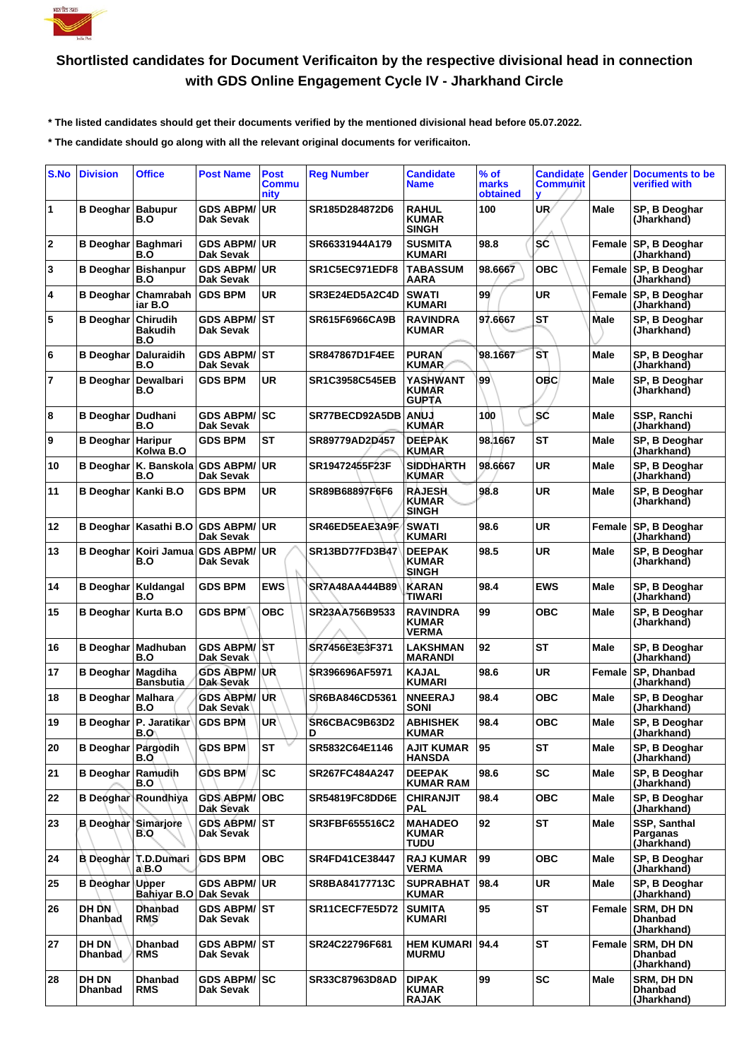# Shortlisted candidates for Document Verificaiton by the respective divisional head in connection with GDS Online Engagement Cycle IV - Jharkhand Circle

**\* The listed candidates should get their documents verified by the mentioned divisional head before 05.07.2022.**

**\* The candidate should go along with all the relevant original documents for verificaiton.**

| S.No | Division | Office | Post Name | Post Community | Reg Number | Candidate Name | % of marks obtained | Candidate Community | Gender | Documents to be verified with |
|---|---|---|---|---|---|---|---|---|---|---|
| 1 | B Deoghar | Babupur B.O | GDS ABPM/ Dak Sevak | UR | SR185D284872D6 | RAHUL KUMAR SINGH | 100 | UR | Male | SP, B Deoghar (Jharkhand) |
| 2 | B Deoghar | Baghmari B.O | GDS ABPM/ Dak Sevak | UR | SR66331944A179 | SUSMITA KUMARI | 98.8 | SC | Female | SP, B Deoghar (Jharkhand) |
| 3 | B Deoghar | Bishanpur B.O | GDS ABPM/ Dak Sevak | UR | SR1C5EC971EDF8 | TABASSUM AARA | 98.6667 | OBC | Female | SP, B Deoghar (Jharkhand) |
| 4 | B Deoghar | Chamrabahar B.O | GDS BPM | UR | SR3E24ED5A2C4D | SWATI KUMARI | 99 | UR | Female | SP, B Deoghar (Jharkhand) |
| 5 | B Deoghar | Chirudih Bakudih B.O | GDS ABPM/ Dak Sevak | ST | SR615F6966CA9B | RAVINDRA KUMAR | 97.6667 | ST | Male | SP, B Deoghar (Jharkhand) |
| 6 | B Deoghar | Daluraidih B.O | GDS ABPM/ Dak Sevak | ST | SR847867D1F4EE | PURAN KUMAR | 98.1667 | ST | Male | SP, B Deoghar (Jharkhand) |
| 7 | B Deoghar | Dewalbari B.O | GDS BPM | UR | SR1C3958C545EB | YASHWANT KUMAR GUPTA | 99 | OBC | Male | SP, B Deoghar (Jharkhand) |
| 8 | B Deoghar | Dudhani B.O | GDS ABPM/ Dak Sevak | SC | SR77BECD92A5DB | ANUJ KUMAR | 100 | SC | Male | SSP, Ranchi (Jharkhand) |
| 9 | B Deoghar | Haripur Kolwa B.O | GDS BPM | ST | SR89779AD2D457 | DEEPAK KUMAR | 98.1667 | ST | Male | SP, B Deoghar (Jharkhand) |
| 10 | B Deoghar | K. Banskola B.O | GDS ABPM/ Dak Sevak | UR | SR19472455F23F | SIDDHARTH KUMAR | 98.6667 | UR | Male | SP, B Deoghar (Jharkhand) |
| 11 | B Deoghar | Kanki B.O | GDS BPM | UR | SR89B68897F6F6 | RAJESH KUMAR SINGH | 98.8 | UR | Male | SP, B Deoghar (Jharkhand) |
| 12 | B Deoghar | Kasathi B.O | GDS ABPM/ Dak Sevak | UR | SR46ED5EAE3A9F | SWATI KUMARI | 98.6 | UR | Female | SP, B Deoghar (Jharkhand) |
| 13 | B Deoghar | Koiri Jamua B.O | GDS ABPM/ Dak Sevak | UR | SR13BD77FD3B47 | DEEPAK KUMAR SINGH | 98.5 | UR | Male | SP, B Deoghar (Jharkhand) |
| 14 | B Deoghar | Kuldangal B.O | GDS BPM | EWS | SR7A48AA444B89 | KARAN TIWARI | 98.4 | EWS | Male | SP, B Deoghar (Jharkhand) |
| 15 | B Deoghar | Kurta B.O | GDS BPM | OBC | SR23AA756B9533 | RAVINDRA KUMAR VERMA | 99 | OBC | Male | SP, B Deoghar (Jharkhand) |
| 16 | B Deoghar | Madhuban B.O | GDS ABPM/ Dak Sevak | ST | SR7456E3E3F371 | LAKSHMAN MARANDI | 92 | ST | Male | SP, B Deoghar (Jharkhand) |
| 17 | B Deoghar | Magdiha Bansbutia | GDS ABPM/ Dak Sevak | UR | SR396696AF5971 | KAJAL KUMARI | 98.6 | UR | Female | SP, Dhanbad (Jharkhand) |
| 18 | B Deoghar | Malhara B.O | GDS ABPM/ Dak Sevak | UR | SR6BA846CD5361 | NNEERAJ SONI | 98.4 | OBC | Male | SP, B Deoghar (Jharkhand) |
| 19 | B Deoghar | P. Jaratikar B.O | GDS BPM | UR | SR6CBAC9B63D2D | ABHISHEK KUMAR | 98.4 | OBC | Male | SP, B Deoghar (Jharkhand) |
| 20 | B Deoghar | Pargodih B.O | GDS BPM | ST | SR5832C64E1146 | AJIT KUMAR HANSDA | 95 | ST | Male | SP, B Deoghar (Jharkhand) |
| 21 | B Deoghar | Ramudih B.O | GDS BPM | SC | SR267FC484A247 | DEEPAK KUMAR RAM | 98.6 | SC | Male | SP, B Deoghar (Jharkhand) |
| 22 | B Deoghar | Roundhiya | GDS ABPM/ Dak Sevak | OBC | SR54819FC8DD6E | CHIRANJIT PAL | 98.4 | OBC | Male | SP, B Deoghar (Jharkhand) |
| 23 | B Deoghar | Simarjore B.O | GDS ABPM/ Dak Sevak | ST | SR3FBF655516C2 | MAHADEO KUMAR TUDU | 92 | ST | Male | SSP, Santhal Parganas (Jharkhand) |
| 24 | B Deoghar | T.D.Dumaria B.O | GDS BPM | OBC | SR4FD41CE38447 | RAJ KUMAR VERMA | 99 | OBC | Male | SP, B Deoghar (Jharkhand) |
| 25 | B Deoghar | Upper Bahiyar B.O | GDS ABPM/ Dak Sevak | UR | SR8BA84177713C | SUPRABHAT KUMAR | 98.4 | UR | Male | SP, B Deoghar (Jharkhand) |
| 26 | DH DN Dhanbad | Dhanbad RMS | GDS ABPM/ Dak Sevak | ST | SR11CECF7E5D72 | SUMITA KUMARI | 95 | ST | Female | SRM, DH DN Dhanbad (Jharkhand) |
| 27 | DH DN Dhanbad | Dhanbad RMS | GDS ABPM/ Dak Sevak | ST | SR24C22796F681 | HEM KUMARI MURMU | 94.4 | ST | Female | SRM, DH DN Dhanbad (Jharkhand) |
| 28 | DH DN Dhanbad | Dhanbad RMS | GDS ABPM/ Dak Sevak | SC | SR33C87963D8AD | DIPAK KUMAR RAJAK | 99 | SC | Male | SRM, DH DN Dhanbad (Jharkhand) |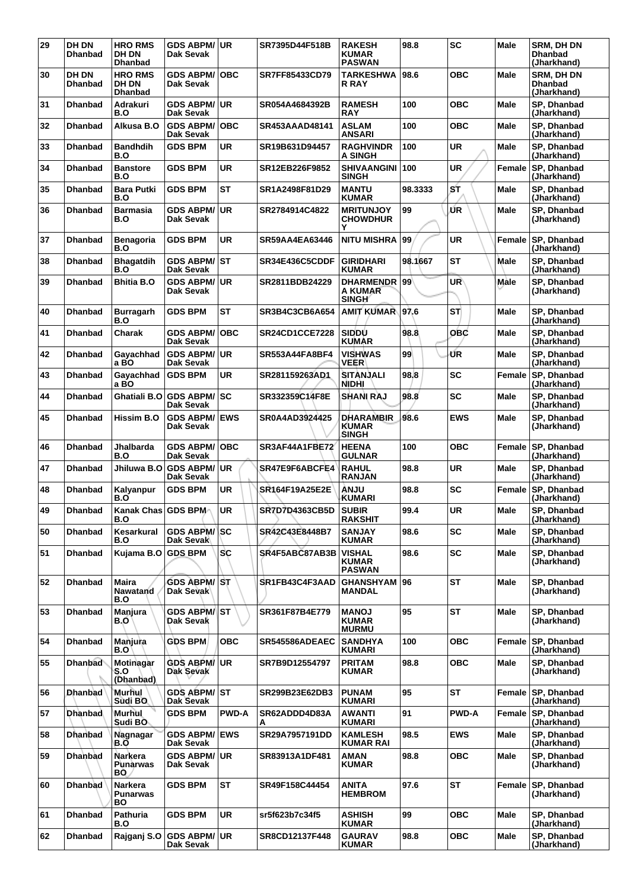| 29 | DH DN Dhanbad | HRO RMS DH DN Dhanbad | GDS ABPM/ Dak Sevak | UR | SR7395D44F518B | RAKESH KUMAR PASWAN | 98.8 | SC | Male | SRM, DH DN Dhanbad (Jharkhand) |
|---|---|---|---|---|---|---|---|---|---|---|
| 30 | DH DN Dhanbad | HRO RMS DH DN Dhanbad | GDS ABPM/ Dak Sevak | OBC | SR7FF85433CD79 | TARKESHWA R RAY | 98.6 | OBC | Male | SRM, DH DN Dhanbad (Jharkhand) |
| 31 | Dhanbad | Adrakuri B.O | GDS ABPM/ Dak Sevak | UR | SR054A4684392B | RAMESH RAY | 100 | OBC | Male | SP, Dhanbad (Jharkhand) |
| 32 | Dhanbad | Alkusa B.O | GDS ABPM/ Dak Sevak | OBC | SR453AAAD48141 | ASLAM ANSARI | 100 | OBC | Male | SP, Dhanbad (Jharkhand) |
| 33 | Dhanbad | Bandhdih B.O | GDS BPM | UR | SR19B631D94457 | RAGHVINDR A SINGH | 100 | UR | Male | SP, Dhanbad (Jharkhand) |
| 34 | Dhanbad | Banstore B.O | GDS BPM | UR | SR12EB226F9852 | SHIVAANGINI SINGH | 100 | UR | Female | SP, Dhanbad (Jharkhand) |
| 35 | Dhanbad | Bara Putki B.O | GDS BPM | ST | SR1A2498F81D29 | MANTU KUMAR | 98.3333 | ST | Male | SP, Dhanbad (Jharkhand) |
| 36 | Dhanbad | Barmasia B.O | GDS ABPM/ Dak Sevak | UR | SR2784914C4822 | MRITUNJOY CHOWDHUR Y | 99 | UR | Male | SP, Dhanbad (Jharkhand) |
| 37 | Dhanbad | Benagoria B.O | GDS BPM | UR | SR59AA4EA63446 | NITU MISHRA | 99 | UR | Female | SP, Dhanbad (Jharkhand) |
| 38 | Dhanbad | Bhagatdih B.O | GDS ABPM/ Dak Sevak | ST | SR34E436C5CDDF | GIRIDHARI KUMAR | 98.1667 | ST | Male | SP, Dhanbad (Jharkhand) |
| 39 | Dhanbad | Bhitia B.O | GDS ABPM/ Dak Sevak | UR | SR2811BDB24229 | DHARMENDR A KUMAR SINGH | 99 | UR | Male | SP, Dhanbad (Jharkhand) |
| 40 | Dhanbad | Burragarh B.O | GDS BPM | ST | SR3B4C3CB6A654 | AMIT KUMAR | 97.6 | ST | Male | SP, Dhanbad (Jharkhand) |
| 41 | Dhanbad | Charak | GDS ABPM/ Dak Sevak | OBC | SR24CD1CCE7228 | SIDDU KUMAR | 98.8 | OBC | Male | SP, Dhanbad (Jharkhand) |
| 42 | Dhanbad | Gayachhad a BO | GDS ABPM/ Dak Sevak | UR | SR553A44FA8BF4 | VISHWAS VEER | 99 | UR | Male | SP, Dhanbad (Jharkhand) |
| 43 | Dhanbad | Gayachhad a BO | GDS BPM | UR | SR281159263AD1 | SITANJALI NIDHI | 98.8 | SC | Female | SP, Dhanbad (Jharkhand) |
| 44 | Dhanbad | Ghatiali B.O | GDS ABPM/ Dak Sevak | SC | SR332359C14F8E | SHANI RAJ | 98.8 | SC | Male | SP, Dhanbad (Jharkhand) |
| 45 | Dhanbad | Hissim B.O | GDS ABPM/ Dak Sevak | EWS | SR0A4AD3924425 | DHARAMBIR KUMAR SINGH | 98.6 | EWS | Male | SP, Dhanbad (Jharkhand) |
| 46 | Dhanbad | Jhalbarda B.O | GDS ABPM/ Dak Sevak | OBC | SR3AF44A1FBE72 | HEENA GULNAR | 100 | OBC | Female | SP, Dhanbad (Jharkhand) |
| 47 | Dhanbad | Jhiluwa B.O | GDS ABPM/ Dak Sevak | UR | SR47E9F6ABCFE4 | RAHUL RANJAN | 98.8 | UR | Male | SP, Dhanbad (Jharkhand) |
| 48 | Dhanbad | Kalyanpur B.O | GDS BPM | UR | SR164F19A25E2E | ANJU KUMARI | 98.8 | SC | Female | SP, Dhanbad (Jharkhand) |
| 49 | Dhanbad | Kanak Chas B.O | GDS BPM | UR | SR7D7D4363CB5D | SUBIR RAKSHIT | 99.4 | UR | Male | SP, Dhanbad (Jharkhand) |
| 50 | Dhanbad | Kesarkural B.O | GDS ABPM/ Dak Sevak | SC | SR42C43E8448B7 | SANJAY KUMAR | 98.6 | SC | Male | SP, Dhanbad (Jharkhand) |
| 51 | Dhanbad | Kujama B.O | GDS BPM | SC | SR4F5ABC87AB3B | VISHAL KUMAR PASWAN | 98.6 | SC | Male | SP, Dhanbad (Jharkhand) |
| 52 | Dhanbad | Maira Nawatand B.O | GDS ABPM/ Dak Sevak | ST | SR1FB43C4F3AAD | GHANSHYAM MANDAL | 96 | ST | Male | SP, Dhanbad (Jharkhand) |
| 53 | Dhanbad | Manjura B.O | GDS ABPM/ Dak Sevak | ST | SR361F87B4E779 | MANOJ KUMAR MURMU | 95 | ST | Male | SP, Dhanbad (Jharkhand) |
| 54 | Dhanbad | Manjura B.O | GDS BPM | OBC | SR545586ADEAEC | SANDHYA KUMARI | 100 | OBC | Female | SP, Dhanbad (Jharkhand) |
| 55 | Dhanbad | Motinagar S.O (Dhanbad) | GDS ABPM/ Dak Sevak | UR | SR7B9D12554797 | PRITAM KUMAR | 98.8 | OBC | Male | SP, Dhanbad (Jharkhand) |
| 56 | Dhanbad | Murhul Sudi BO | GDS ABPM/ Dak Sevak | ST | SR299B23E62DB3 | PUNAM KUMARI | 95 | ST | Female | SP, Dhanbad (Jharkhand) |
| 57 | Dhanbad | Murhul Sudi BO | GDS BPM | PWD-A | SR62ADDD4D83A A | AWANTI KUMARI | 91 | PWD-A | Female | SP, Dhanbad (Jharkhand) |
| 58 | Dhanbad | Nagnagar B.O | GDS ABPM/ Dak Sevak | EWS | SR29A7957191DD | KAMLESH KUMAR RAI | 98.5 | EWS | Male | SP, Dhanbad (Jharkhand) |
| 59 | Dhanbad | Narkera Punarwas BO | GDS ABPM/ Dak Sevak | UR | SR83913A1DF481 | AMAN KUMAR | 98.8 | OBC | Male | SP, Dhanbad (Jharkhand) |
| 60 | Dhanbad | Narkera Punarwas BO | GDS BPM | ST | SR49F158C44454 | ANITA HEMBROM | 97.6 | ST | Female | SP, Dhanbad (Jharkhand) |
| 61 | Dhanbad | Pathuria B.O | GDS BPM | UR | sr5f623b7c34f5 | ASHISH KUMAR | 99 | OBC | Male | SP, Dhanbad (Jharkhand) |
| 62 | Dhanbad | Rajganj S.O | GDS ABPM/ Dak Sevak | UR | SR8CD12137F448 | GAURAV KUMAR | 98.8 | OBC | Male | SP, Dhanbad (Jharkhand) |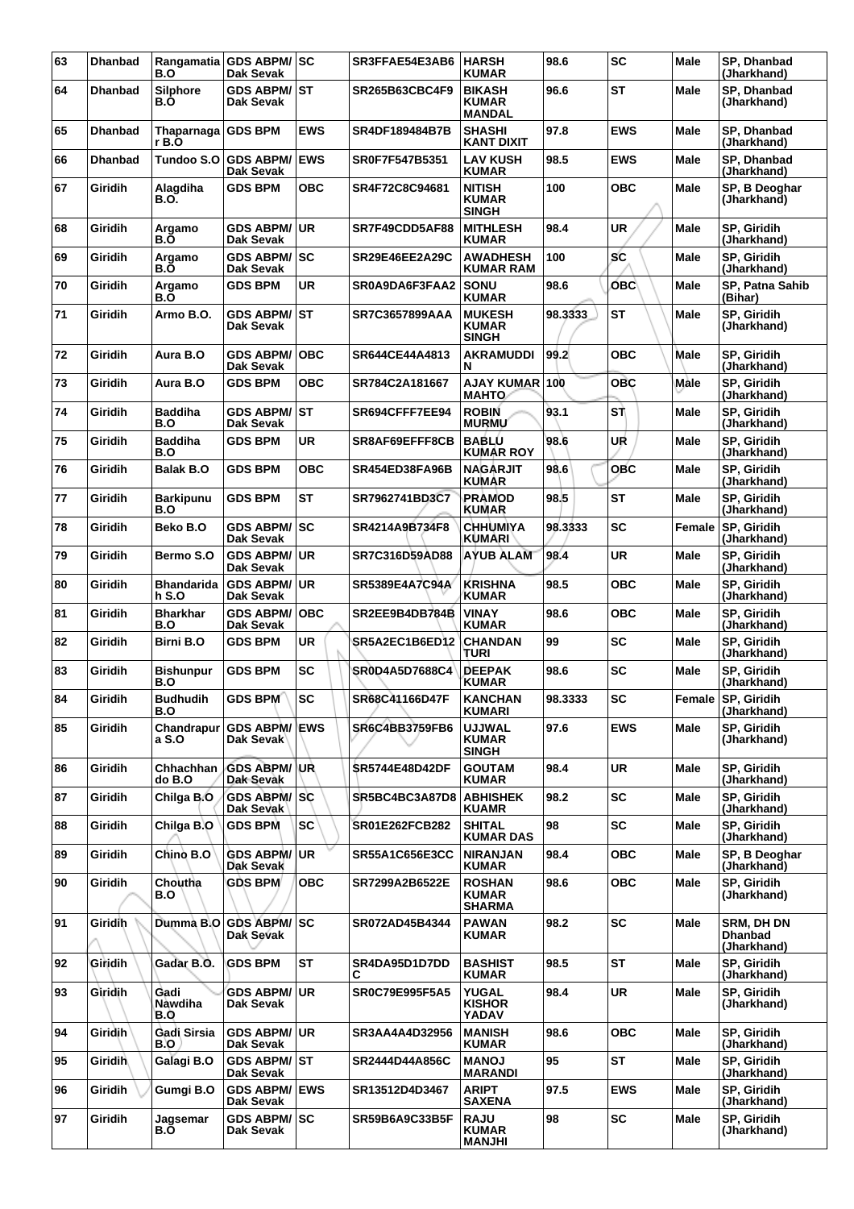| 63 | Dhanbad | Rangamatia B.O | GDS ABPM/ Dak Sevak | SC | SR3FFAE54E3AB6 | HARSH KUMAR | 98.6 | SC | Male | SP, Dhanbad (Jharkhand) |
|---|---|---|---|---|---|---|---|---|---|---|
| 64 | Dhanbad | Silphore B.O | GDS ABPM/ Dak Sevak | ST | SR265B63CBC4F9 | BIKASH KUMAR MANDAL | 96.6 | ST | Male | SP, Dhanbad (Jharkhand) |
| 65 | Dhanbad | Thaparnagar B.O | GDS BPM | EWS | SR4DF189484B7B | SHASHI KANT DIXIT | 97.8 | EWS | Male | SP, Dhanbad (Jharkhand) |
| 66 | Dhanbad | Tundoo S.O | GDS ABPM/ Dak Sevak | EWS | SR0F7F547B5351 | LAV KUSH KUMAR | 98.5 | EWS | Male | SP, Dhanbad (Jharkhand) |
| 67 | Giridih | Alagdiha B.O. | GDS BPM | OBC | SR4F72C8C94681 | NITISH KUMAR SINGH | 100 | OBC | Male | SP, B Deoghar (Jharkhand) |
| 68 | Giridih | Argamo B.O | GDS ABPM/ Dak Sevak | UR | SR7F49CDD5AF88 | MITHLESH KUMAR | 98.4 | UR | Male | SP, Giridih (Jharkhand) |
| 69 | Giridih | Argamo B.O | GDS ABPM/ Dak Sevak | SC | SR29E46EE2A29C | AWADHESH KUMAR RAM | 100 | SC | Male | SP, Giridih (Jharkhand) |
| 70 | Giridih | Argamo B.O | GDS BPM | UR | SR0A9DA6F3FAA2 | SONU KUMAR | 98.6 | OBC | Male | SP, Patna Sahib (Bihar) |
| 71 | Giridih | Armo B.O. | GDS ABPM/ Dak Sevak | ST | SR7C3657899AAA | MUKESH KUMAR SINGH | 98.3333 | ST | Male | SP, Giridih (Jharkhand) |
| 72 | Giridih | Aura B.O | GDS ABPM/ Dak Sevak | OBC | SR644CE44A4813 | AKRAMUDDIN | 99.2 | OBC | Male | SP, Giridih (Jharkhand) |
| 73 | Giridih | Aura B.O | GDS BPM | OBC | SR784C2A181667 | AJAY KUMAR MAHTO | 100 | OBC | Male | SP, Giridih (Jharkhand) |
| 74 | Giridih | Baddiha B.O | GDS ABPM/ Dak Sevak | ST | SR694CFFF7EE94 | ROBIN MURMU | 93.1 | ST | Male | SP, Giridih (Jharkhand) |
| 75 | Giridih | Baddiha B.O | GDS BPM | UR | SR8AF69EFFF8CB | BABLU KUMAR ROY | 98.6 | UR | Male | SP, Giridih (Jharkhand) |
| 76 | Giridih | Balak B.O | GDS BPM | OBC | SR454ED38FA96B | NAGARJIT KUMAR | 98.6 | OBC | Male | SP, Giridih (Jharkhand) |
| 77 | Giridih | Barkipunu B.O | GDS BPM | ST | SR7962741BD3C7 | PRAMOD KUMAR | 98.5 | ST | Male | SP, Giridih (Jharkhand) |
| 78 | Giridih | Beko B.O | GDS ABPM/ Dak Sevak | SC | SR4214A9B734F8 | CHHUMIYA KUMARI | 98.3333 | SC | Female | SP, Giridih (Jharkhand) |
| 79 | Giridih | Bermo S.O | GDS ABPM/ Dak Sevak | UR | SR7C316D59AD88 | AYUB ALAM | 98.4 | UR | Male | SP, Giridih (Jharkhand) |
| 80 | Giridih | Bhandaridah S.O | GDS ABPM/ Dak Sevak | UR | SR5389E4A7C94A | KRISHNA KUMAR | 98.5 | OBC | Male | SP, Giridih (Jharkhand) |
| 81 | Giridih | Bharkhar B.O | GDS ABPM/ Dak Sevak | OBC | SR2EE9B4DB784B | VINAY KUMAR | 98.6 | OBC | Male | SP, Giridih (Jharkhand) |
| 82 | Giridih | Birni B.O | GDS BPM | UR | SR5A2EC1B6ED12 | CHANDAN TURI | 99 | SC | Male | SP, Giridih (Jharkhand) |
| 83 | Giridih | Bishunpur B.O | GDS BPM | SC | SR0D4A5D7688C4 | DEEPAK KUMAR | 98.6 | SC | Male | SP, Giridih (Jharkhand) |
| 84 | Giridih | Budhudih B.O | GDS BPM | SC | SR68C41166D47F | KANCHAN KUMARI | 98.3333 | SC | Female | SP, Giridih (Jharkhand) |
| 85 | Giridih | Chandrapura S.O | GDS ABPM/ Dak Sevak | EWS | SR6C4BB3759FB6 | UJJWAL KUMAR SINGH | 97.6 | EWS | Male | SP, Giridih (Jharkhand) |
| 86 | Giridih | Chhachhando B.O | GDS ABPM/ Dak Sevak | UR | SR5744E48D42DF | GOUTAM KUMAR | 98.4 | UR | Male | SP, Giridih (Jharkhand) |
| 87 | Giridih | Chilga B.O | GDS ABPM/ Dak Sevak | SC | SR5BC4BC3A87D8 | ABHISHEK KUAMR | 98.2 | SC | Male | SP, Giridih (Jharkhand) |
| 88 | Giridih | Chilga B.O | GDS BPM | SC | SR01E262FCB282 | SHITAL KUMAR DAS | 98 | SC | Male | SP, Giridih (Jharkhand) |
| 89 | Giridih | Chino B.O | GDS ABPM/ Dak Sevak | UR | SR55A1C656E3CC | NIRANJAN KUMAR | 98.4 | OBC | Male | SP, B Deoghar (Jharkhand) |
| 90 | Giridih | Choutha B.O | GDS BPM | OBC | SR7299A2B6522E | ROSHAN KUMAR SHARMA | 98.6 | OBC | Male | SP, Giridih (Jharkhand) |
| 91 | Giridih | Dumma B.O | GDS ABPM/ Dak Sevak | SC | SR072AD45B4344 | PAWAN KUMAR | 98.2 | SC | Male | SRM, DH DN Dhanbad (Jharkhand) |
| 92 | Giridih | Gadar B.O. | GDS BPM | ST | SR4DA95D1D7DDC | BASHIST KUMAR | 98.5 | ST | Male | SP, Giridih (Jharkhand) |
| 93 | Giridih | Gadi Nawdiha B.O | GDS ABPM/ Dak Sevak | UR | SR0C79E995F5A5 | YUGAL KISHOR YADAV | 98.4 | UR | Male | SP, Giridih (Jharkhand) |
| 94 | Giridih | Gadi Sirsia B.O | GDS ABPM/ Dak Sevak | UR | SR3AA4A4D32956 | MANISH KUMAR | 98.6 | OBC | Male | SP, Giridih (Jharkhand) |
| 95 | Giridih | Galagi B.O | GDS ABPM/ Dak Sevak | ST | SR2444D44A856C | MANOJ MARANDI | 95 | ST | Male | SP, Giridih (Jharkhand) |
| 96 | Giridih | Gumgi B.O | GDS ABPM/ Dak Sevak | EWS | SR13512D4D3467 | ARIPT SAXENA | 97.5 | EWS | Male | SP, Giridih (Jharkhand) |
| 97 | Giridih | Jagsemar B.O | GDS ABPM/ Dak Sevak | SC | SR59B6A9C33B5F | RAJU KUMAR MANJHI | 98 | SC | Male | SP, Giridih (Jharkhand) |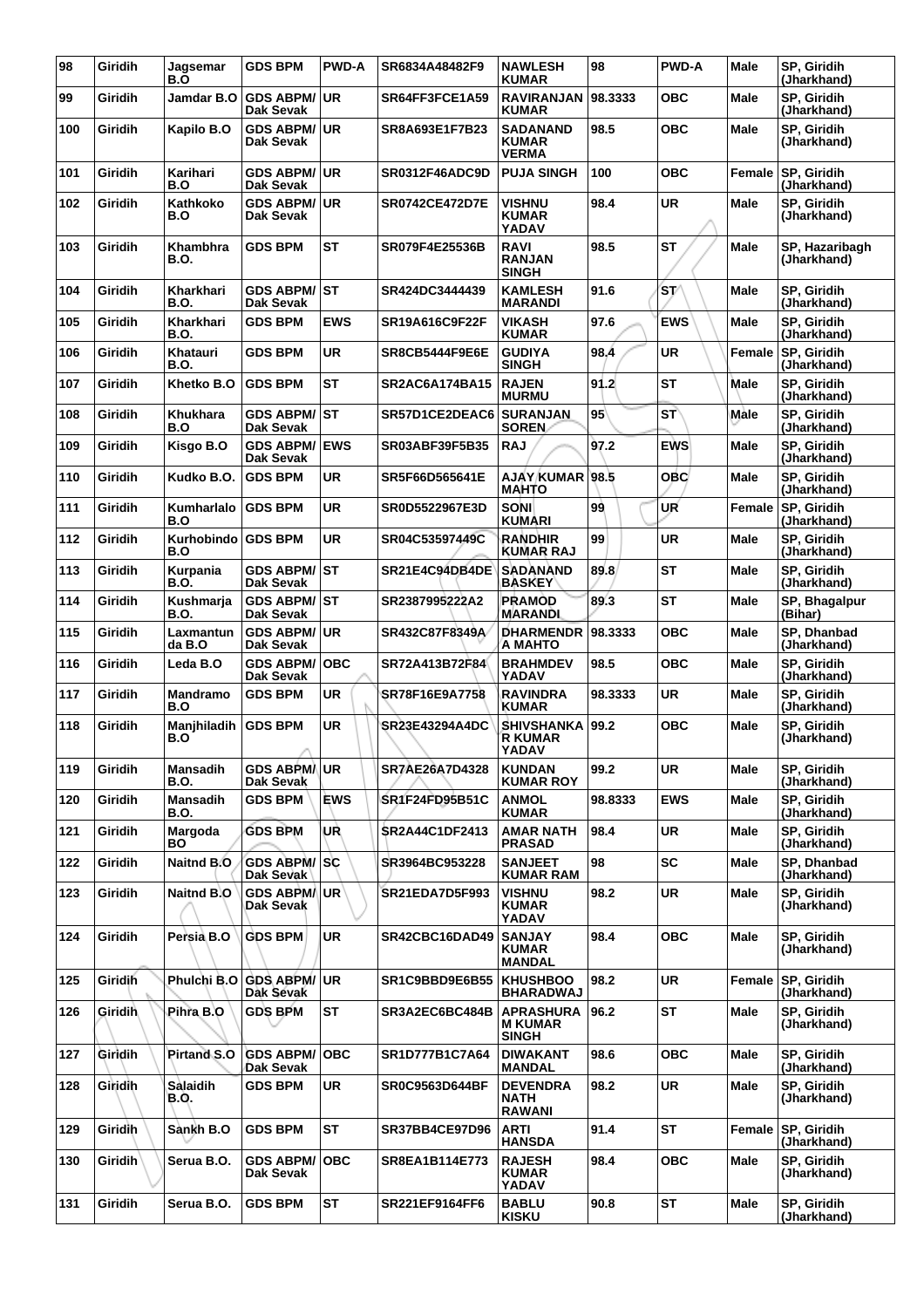| 98 | Giridih | Jagsemar B.O | GDS BPM | PWD-A | SR6834A48482F9 | NAWLESH KUMAR | 98 | PWD-A | Male | SP, Giridih (Jharkhand) |
|---|---|---|---|---|---|---|---|---|---|---|
| 99 | Giridih | Jamdar B.O | GDS ABPM/ Dak Sevak | UR | SR64FF3FCE1A59 | RAVIRANJAN KUMAR | 98.3333 | OBC | Male | SP, Giridih (Jharkhand) |
| 100 | Giridih | Kapilo B.O | GDS ABPM/ Dak Sevak | UR | SR8A693E1F7B23 | SADANAND KUMAR VERMA | 98.5 | OBC | Male | SP, Giridih (Jharkhand) |
| 101 | Giridih | Karihari B.O | GDS ABPM/ Dak Sevak | UR | SR0312F46ADC9D | PUJA SINGH | 100 | OBC | Female | SP, Giridih (Jharkhand) |
| 102 | Giridih | Kathkoko B.O | GDS ABPM/ Dak Sevak | UR | SR0742CE472D7E | VISHNU KUMAR YADAV | 98.4 | UR | Male | SP, Giridih (Jharkhand) |
| 103 | Giridih | Khambhra B.O. | GDS BPM | ST | SR079F4E25536B | RAVI RANJAN SINGH | 98.5 | ST | Male | SP, Hazaribagh (Jharkhand) |
| 104 | Giridih | Kharkhari B.O. | GDS ABPM/ Dak Sevak | ST | SR424DC3444439 | KAMLESH MARANDI | 91.6 | ST | Male | SP, Giridih (Jharkhand) |
| 105 | Giridih | Kharkhari B.O. | GDS BPM | EWS | SR19A616C9F22F | VIKASH KUMAR | 97.6 | EWS | Male | SP, Giridih (Jharkhand) |
| 106 | Giridih | Khatauri B.O. | GDS BPM | UR | SR8CB5444F9E6E | GUDIYA SINGH | 98.4 | UR | Female | SP, Giridih (Jharkhand) |
| 107 | Giridih | Khetko B.O | GDS BPM | ST | SR2AC6A174BA15 | RAJEN MURMU | 91.2 | ST | Male | SP, Giridih (Jharkhand) |
| 108 | Giridih | Khukhara B.O | GDS ABPM/ Dak Sevak | ST | SR57D1CE2DEAC6 | SURANJAN SOREN | 95 | ST | Male | SP, Giridih (Jharkhand) |
| 109 | Giridih | Kisgo B.O | GDS ABPM/ Dak Sevak | EWS | SR03ABF39F5B35 | RAJ | 97.2 | EWS | Male | SP, Giridih (Jharkhand) |
| 110 | Giridih | Kudko B.O. | GDS BPM | UR | SR5F66D565641E | AJAY KUMAR MAHTO | 98.5 | OBC | Male | SP, Giridih (Jharkhand) |
| 111 | Giridih | Kumharlalo B.O | GDS BPM | UR | SR0D5522967E3D | SONI KUMARI | 99 | UR | Female | SP, Giridih (Jharkhand) |
| 112 | Giridih | Kurhobindo B.O | GDS BPM | UR | SR04C53597449C | RANDHIR KUMAR RAJ | 99 | UR | Male | SP, Giridih (Jharkhand) |
| 113 | Giridih | Kurpania B.O. | GDS ABPM/ Dak Sevak | ST | SR21E4C94DB4DE | SADANAND BASKEY | 89.8 | ST | Male | SP, Giridih (Jharkhand) |
| 114 | Giridih | Kushmarja B.O. | GDS ABPM/ Dak Sevak | ST | SR2387995222A2 | PRAMOD MARANDI | 89.3 | ST | Male | SP, Bhagalpur (Bihar) |
| 115 | Giridih | Laxmantunda B.O | GDS ABPM/ Dak Sevak | UR | SR432C87F8349A | DHARMENDRA MAHTO | 98.3333 | OBC | Male | SP, Dhanbad (Jharkhand) |
| 116 | Giridih | Leda B.O | GDS ABPM/ Dak Sevak | OBC | SR72A413B72F84 | BRAHMDEV YADAV | 98.5 | OBC | Male | SP, Giridih (Jharkhand) |
| 117 | Giridih | Mandramo B.O | GDS BPM | UR | SR78F16E9A7758 | RAVINDRA KUMAR | 98.3333 | UR | Male | SP, Giridih (Jharkhand) |
| 118 | Giridih | Manjhiladih B.O | GDS BPM | UR | SR23E43294A4DC | SHIVSHANKAR KUMAR YADAV | 99.2 | OBC | Male | SP, Giridih (Jharkhand) |
| 119 | Giridih | Mansadih B.O. | GDS ABPM/ Dak Sevak | UR | SR7AE26A7D4328 | KUNDAN KUMAR ROY | 99.2 | UR | Male | SP, Giridih (Jharkhand) |
| 120 | Giridih | Mansadih B.O. | GDS BPM | EWS | SR1F24FD95B51C | ANMOL KUMAR | 98.8333 | EWS | Male | SP, Giridih (Jharkhand) |
| 121 | Giridih | Margoda BO | GDS BPM | UR | SR2A44C1DF2413 | AMAR NATH PRASAD | 98.4 | UR | Male | SP, Giridih (Jharkhand) |
| 122 | Giridih | Naitnd B.O | GDS ABPM/ Dak Sevak | SC | SR3964BC953228 | SANJEET KUMAR RAM | 98 | SC | Male | SP, Dhanbad (Jharkhand) |
| 123 | Giridih | Naitnd B.O | GDS ABPM/ Dak Sevak | UR | SR21EDA7D5F993 | VISHNU KUMAR YADAV | 98.2 | UR | Male | SP, Giridih (Jharkhand) |
| 124 | Giridih | Persia B.O | GDS BPM | UR | SR42CBC16DAD49 | SANJAY KUMAR MANDAL | 98.4 | OBC | Male | SP, Giridih (Jharkhand) |
| 125 | Giridih | Phulchi B.O | GDS ABPM/ Dak Sevak | UR | SR1C9BBD9E6B55 | KHUSHBOO BHARADWAJ | 98.2 | UR | Female | SP, Giridih (Jharkhand) |
| 126 | Giridih | Pihra B.O | GDS BPM | ST | SR3A2EC6BC484B | APRASHURAM KUMAR SINGH | 96.2 | ST | Male | SP, Giridih (Jharkhand) |
| 127 | Giridih | Pirtand S.O | GDS ABPM/ Dak Sevak | OBC | SR1D777B1C7A64 | DIWAKANT MANDAL | 98.6 | OBC | Male | SP, Giridih (Jharkhand) |
| 128 | Giridih | Salaidih B.O. | GDS BPM | UR | SR0C9563D644BF | DEVENDRA NATH RAWANI | 98.2 | UR | Male | SP, Giridih (Jharkhand) |
| 129 | Giridih | Sankh B.O | GDS BPM | ST | SR37BB4CE97D96 | ARTI HANSDA | 91.4 | ST | Female | SP, Giridih (Jharkhand) |
| 130 | Giridih | Serua B.O. | GDS ABPM/ Dak Sevak | OBC | SR8EA1B114E773 | RAJESH KUMAR YADAV | 98.4 | OBC | Male | SP, Giridih (Jharkhand) |
| 131 | Giridih | Serua B.O. | GDS BPM | ST | SR221EF9164FF6 | BABLU KISKU | 90.8 | ST | Male | SP, Giridih (Jharkhand) |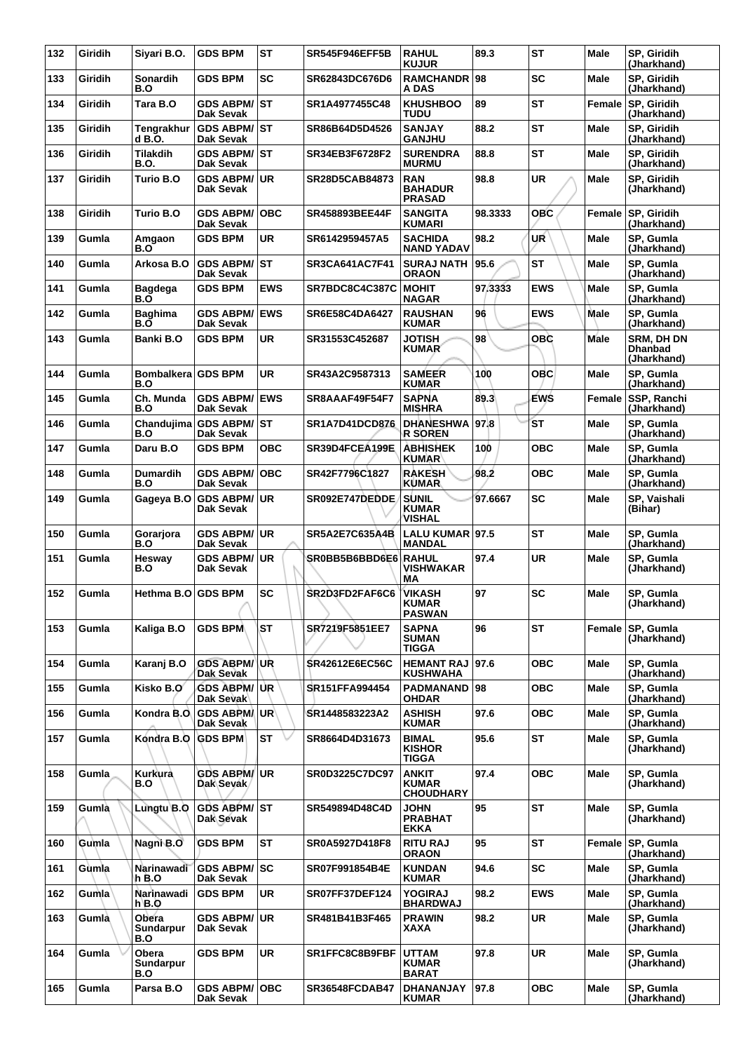| 132 | Giridih | Siyari B.O. | GDS BPM | ST | SR545F946EFF5B | RAHUL KUJUR | 89.3 | ST | Male | SP, Giridih (Jharkhand) |
|---|---|---|---|---|---|---|---|---|---|---|
| 133 | Giridih | Sonardih B.O | GDS BPM | SC | SR62843DC676D6 | RAMCHANDRA DAS | 98 | SC | Male | SP, Giridih (Jharkhand) |
| 134 | Giridih | Tara B.O | GDS ABPM/ Dak Sevak | ST | SR1A4977455C48 | KHUSHBOO TUDU | 89 | ST | Female | SP, Giridih (Jharkhand) |
| 135 | Giridih | Tengrakhurd B.O. | GDS ABPM/ Dak Sevak | ST | SR86B64D5D4526 | SANJAY GANJHU | 88.2 | ST | Male | SP, Giridih (Jharkhand) |
| 136 | Giridih | Tilakdih B.O. | GDS ABPM/ Dak Sevak | ST | SR34EB3F6728F2 | SURENDRA MURMU | 88.8 | ST | Male | SP, Giridih (Jharkhand) |
| 137 | Giridih | Turio B.O | GDS ABPM/ Dak Sevak | UR | SR28D5CAB84873 | RAN BAHADUR PRASAD | 98.8 | UR | Male | SP, Giridih (Jharkhand) |
| 138 | Giridih | Turio B.O | GDS ABPM/ Dak Sevak | OBC | SR458893BEE44F | SANGITA KUMARI | 98.3333 | OBC | Female | SP, Giridih (Jharkhand) |
| 139 | Gumla | Amgaon B.O | GDS BPM | UR | SR6142959457A5 | SACHIDA NAND YADAV | 98.2 | UR | Male | SP, Gumla (Jharkhand) |
| 140 | Gumla | Arkosa B.O | GDS ABPM/ Dak Sevak | ST | SR3CA641AC7F41 | SURAJ NATH ORAON | 95.6 | ST | Male | SP, Gumla (Jharkhand) |
| 141 | Gumla | Bagdega B.O | GDS BPM | EWS | SR7BDC8C4C387C | MOHIT NAGAR | 97.3333 | EWS | Male | SP, Gumla (Jharkhand) |
| 142 | Gumla | Baghima B.O | GDS ABPM/ Dak Sevak | EWS | SR6E58C4DA6427 | RAUSHAN KUMAR | 96 | EWS | Male | SP, Gumla (Jharkhand) |
| 143 | Gumla | Banki B.O | GDS BPM | UR | SR31553C452687 | JOTISH KUMAR | 98 | OBC | Male | SRM, DH DN Dhanbad (Jharkhand) |
| 144 | Gumla | Bombalkera B.O | GDS BPM | UR | SR43A2C9587313 | SAMEER KUMAR | 100 | OBC | Male | SP, Gumla (Jharkhand) |
| 145 | Gumla | Ch. Munda B.O | GDS ABPM/ Dak Sevak | EWS | SR8AAAF49F54F7 | SAPNA MISHRA | 89.3 | EWS | Female | SSP, Ranchi (Jharkhand) |
| 146 | Gumla | Chandujima B.O | GDS ABPM/ Dak Sevak | ST | SR1A7D41DCD876 | DHANESHWAR SOREN | 97.8 | ST | Male | SP, Gumla (Jharkhand) |
| 147 | Gumla | Daru B.O | GDS BPM | OBC | SR39D4FCEA199E | ABHISHEK KUMAR | 100 | OBC | Male | SP, Gumla (Jharkhand) |
| 148 | Gumla | Dumardih B.O | GDS ABPM/ Dak Sevak | OBC | SR42F7796C1827 | RAKESH KUMAR | 98.2 | OBC | Male | SP, Gumla (Jharkhand) |
| 149 | Gumla | Gageya B.O | GDS ABPM/ Dak Sevak | UR | SR092E747DEDDE | SUNIL KUMAR VISHAL | 97.6667 | SC | Male | SP, Vaishali (Bihar) |
| 150 | Gumla | Gorarjora B.O | GDS ABPM/ Dak Sevak | UR | SR5A2E7C635A4B | LALU KUMAR MANDAL | 97.5 | ST | Male | SP, Gumla (Jharkhand) |
| 151 | Gumla | Hesway B.O | GDS ABPM/ Dak Sevak | UR | SR0BB5B6BBD6E6 | RAHUL VISHWAKARMA | 97.4 | UR | Male | SP, Gumla (Jharkhand) |
| 152 | Gumla | Hethma B.O | GDS BPM | SC | SR2D3FD2FAF6C6 | VIKASH KUMAR PASWAN | 97 | SC | Male | SP, Gumla (Jharkhand) |
| 153 | Gumla | Kaliga B.O | GDS BPM | ST | SR7219F5851EE7 | SAPNA SUMAN TIGGA | 96 | ST | Female | SP, Gumla (Jharkhand) |
| 154 | Gumla | Karanj B.O | GDS ABPM/ Dak Sevak | UR | SR42612E6EC56C | HEMANT RAJ KUSHWAHA | 97.6 | OBC | Male | SP, Gumla (Jharkhand) |
| 155 | Gumla | Kisko B.O | GDS ABPM/ Dak Sevak | UR | SR151FFA994454 | PADMANAND OHDAR | 98 | OBC | Male | SP, Gumla (Jharkhand) |
| 156 | Gumla | Kondra B.O | GDS ABPM/ Dak Sevak | UR | SR1448583223A2 | ASHISH KUMAR | 97.6 | OBC | Male | SP, Gumla (Jharkhand) |
| 157 | Gumla | Kondra B.O | GDS BPM | ST | SR8664D4D31673 | BIMAL KISHOR TIGGA | 95.6 | ST | Male | SP, Gumla (Jharkhand) |
| 158 | Gumla | Kurkura B.O | GDS ABPM/ Dak Sevak | UR | SR0D3225C7DC97 | ANKIT KUMAR CHOUDHARY | 97.4 | OBC | Male | SP, Gumla (Jharkhand) |
| 159 | Gumla | Lungtu B.O | GDS ABPM/ Dak Sevak | ST | SR549894D48C4D | JOHN PRABHAT EKKA | 95 | ST | Male | SP, Gumla (Jharkhand) |
| 160 | Gumla | Nagni B.O | GDS BPM | ST | SR0A5927D418F8 | RITU RAJ ORAON | 95 | ST | Female | SP, Gumla (Jharkhand) |
| 161 | Gumla | Narinawadih B.O | GDS ABPM/ Dak Sevak | SC | SR07F991854B4E | KUNDAN KUMAR | 94.6 | SC | Male | SP, Gumla (Jharkhand) |
| 162 | Gumla | Narinawadih B.O | GDS BPM | UR | SR07FF37DEF124 | YOGIRAJ BHARDWAJ | 98.2 | EWS | Male | SP, Gumla (Jharkhand) |
| 163 | Gumla | Obera Sundarpur B.O | GDS ABPM/ Dak Sevak | UR | SR481B41B3F465 | PRAWIN XAXA | 98.2 | UR | Male | SP, Gumla (Jharkhand) |
| 164 | Gumla | Obera Sundarpur B.O | GDS BPM | UR | SR1FFC8C8B9FBF | UTTAM KUMAR BARAT | 97.8 | UR | Male | SP, Gumla (Jharkhand) |
| 165 | Gumla | Parsa B.O | GDS ABPM/ Dak Sevak | OBC | SR36548FCDAB47 | DHANANJAY KUMAR | 97.8 | OBC | Male | SP, Gumla (Jharkhand) |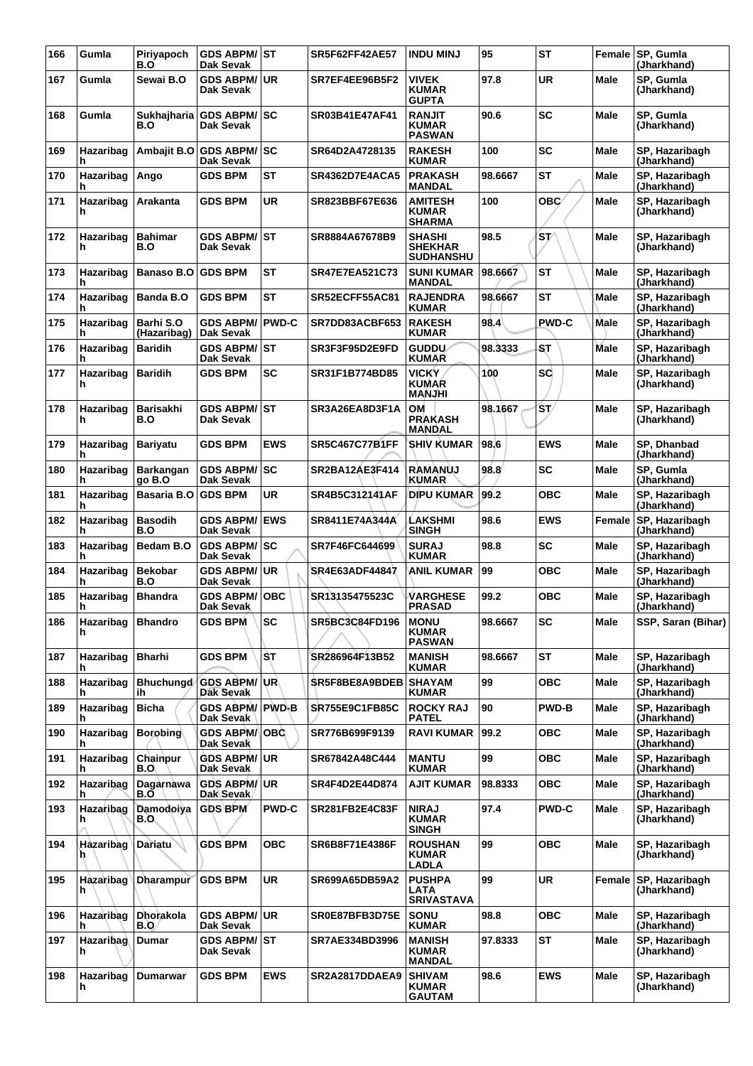| 166 | Gumla | Piriyapoch B.O | GDS ABPM/ Dak Sevak | ST | SR5F62FF42AE57 | INDU MINJ | 95 | ST | Female | SP, Gumla (Jharkhand) |
|---|---|---|---|---|---|---|---|---|---|---|
| 167 | Gumla | Sewai B.O | GDS ABPM/ Dak Sevak | UR | SR7EF4EE96B5F2 | VIVEK KUMAR GUPTA | 97.8 | UR | Male | SP, Gumla (Jharkhand) |
| 168 | Gumla | Sukhajharia B.O | GDS ABPM/ Dak Sevak | SC | SR03B41E47AF41 | RANJIT KUMAR PASWAN | 90.6 | SC | Male | SP, Gumla (Jharkhand) |
| 169 | Hazaribagh | Ambajit B.O | GDS ABPM/ Dak Sevak | SC | SR64D2A4728135 | RAKESH KUMAR | 100 | SC | Male | SP, Hazaribagh (Jharkhand) |
| 170 | Hazaribagh | Ango | GDS BPM | ST | SR4362D7E4ACA5 | PRAKASH MANDAL | 98.6667 | ST | Male | SP, Hazaribagh (Jharkhand) |
| 171 | Hazaribagh | Arakanta | GDS BPM | UR | SR823BBF67E636 | AMITESH KUMAR SHARMA | 100 | OBC | Male | SP, Hazaribagh (Jharkhand) |
| 172 | Hazaribagh | Bahimar B.O | GDS ABPM/ Dak Sevak | ST | SR8884A67678B9 | SHASHI SHEKHAR SUDHANSHU | 98.5 | ST | Male | SP, Hazaribagh (Jharkhand) |
| 173 | Hazaribagh | Banaso B.O | GDS BPM | ST | SR47E7EA521C73 | SUNI KUMAR MANDAL | 98.6667 | ST | Male | SP, Hazaribagh (Jharkhand) |
| 174 | Hazaribagh | Banda B.O | GDS BPM | ST | SR52ECFF55AC81 | RAJENDRA KUMAR | 98.6667 | ST | Male | SP, Hazaribagh (Jharkhand) |
| 175 | Hazaribagh | Barhi S.O (Hazaribag) | GDS ABPM/ Dak Sevak | PWD-C | SR7DD83ACBF653 | RAKESH KUMAR | 98.4 | PWD-C | Male | SP, Hazaribagh (Jharkhand) |
| 176 | Hazaribagh | Baridih | GDS ABPM/ Dak Sevak | ST | SR3F3F95D2E9FD | GUDDU KUMAR | 98.3333 | ST | Male | SP, Hazaribagh (Jharkhand) |
| 177 | Hazaribagh | Baridih | GDS BPM | SC | SR31F1B774BD85 | VICKY KUMAR MANJHI | 100 | SC | Male | SP, Hazaribagh (Jharkhand) |
| 178 | Hazaribagh | Barisakhi B.O | GDS ABPM/ Dak Sevak | ST | SR3A26EA8D3F1A | OM PRAKASH MANDAL | 98.1667 | ST | Male | SP, Hazaribagh (Jharkhand) |
| 179 | Hazaribagh | Bariyatu | GDS BPM | EWS | SR5C467C77B1FF | SHIV KUMAR | 98.6 | EWS | Male | SP, Dhanbad (Jharkhand) |
| 180 | Hazaribagh | Barkangan go B.O | GDS ABPM/ Dak Sevak | SC | SR2BA12AE3F414 | RAMANUJ KUMAR | 98.8 | SC | Male | SP, Gumla (Jharkhand) |
| 181 | Hazaribagh | Basaria B.O | GDS BPM | UR | SR4B5C312141AF | DIPU KUMAR | 99.2 | OBC | Male | SP, Hazaribagh (Jharkhand) |
| 182 | Hazaribagh | Basodih B.O | GDS ABPM/ Dak Sevak | EWS | SR8411E74A344A | LAKSHMI SINGH | 98.6 | EWS | Female | SP, Hazaribagh (Jharkhand) |
| 183 | Hazaribagh | Bedam B.O | GDS ABPM/ Dak Sevak | SC | SR7F46FC644699 | SURAJ KUMAR | 98.8 | SC | Male | SP, Hazaribagh (Jharkhand) |
| 184 | Hazaribagh | Bekobar B.O | GDS ABPM/ Dak Sevak | UR | SR4E63ADF44847 | ANIL KUMAR | 99 | OBC | Male | SP, Hazaribagh (Jharkhand) |
| 185 | Hazaribagh | Bhandra | GDS ABPM/ Dak Sevak | OBC | SR13135475523C | VARGHESE PRASAD | 99.2 | OBC | Male | SP, Hazaribagh (Jharkhand) |
| 186 | Hazaribagh | Bhandro | GDS BPM | SC | SR5BC3C84FD196 | MONU KUMAR PASWAN | 98.6667 | SC | Male | SSP, Saran (Bihar) |
| 187 | Hazaribagh | Bharhi | GDS BPM | ST | SR286964F13B52 | MANISH KUMAR | 98.6667 | ST | Male | SP, Hazaribagh (Jharkhand) |
| 188 | Hazaribagh | Bhuchungdih | GDS ABPM/ Dak Sevak | UR | SR5F8BE8A9BDEB | SHAYAM KUMAR | 99 | OBC | Male | SP, Hazaribagh (Jharkhand) |
| 189 | Hazaribagh | Bicha | GDS ABPM/ Dak Sevak | PWD-B | SR755E9C1FB85C | ROCKY RAJ PATEL | 90 | PWD-B | Male | SP, Hazaribagh (Jharkhand) |
| 190 | Hazaribagh | Borobing | GDS ABPM/ Dak Sevak | OBC | SR776B699F9139 | RAVI KUMAR | 99.2 | OBC | Male | SP, Hazaribagh (Jharkhand) |
| 191 | Hazaribagh | Chainpur B.O | GDS ABPM/ Dak Sevak | UR | SR67842A48C444 | MANTU KUMAR | 99 | OBC | Male | SP, Hazaribagh (Jharkhand) |
| 192 | Hazaribagh | Dagarnawa B.O | GDS ABPM/ Dak Sevak | UR | SR4F4D2E44D874 | AJIT KUMAR | 98.8333 | OBC | Male | SP, Hazaribagh (Jharkhand) |
| 193 | Hazaribagh | Damodoiya B.O | GDS BPM | PWD-C | SR281FB2E4C83F | NIRAJ KUMAR SINGH | 97.4 | PWD-C | Male | SP, Hazaribagh (Jharkhand) |
| 194 | Hazaribagh | Dariatu | GDS BPM | OBC | SR6B8F71E4386F | ROUSHAN KUMAR LADLA | 99 | OBC | Male | SP, Hazaribagh (Jharkhand) |
| 195 | Hazaribagh | Dharampur | GDS BPM | UR | SR699A65DB59A2 | PUSHPA LATA SRIVASTAVA | 99 | UR | Female | SP, Hazaribagh (Jharkhand) |
| 196 | Hazaribagh | Dhorakola B.O | GDS ABPM/ Dak Sevak | UR | SR0E87BFB3D75E | SONU KUMAR | 98.8 | OBC | Male | SP, Hazaribagh (Jharkhand) |
| 197 | Hazaribagh | Dumar | GDS ABPM/ Dak Sevak | ST | SR7AE334BD3996 | MANISH KUMAR MANDAL | 97.8333 | ST | Male | SP, Hazaribagh (Jharkhand) |
| 198 | Hazaribagh | Dumarwar | GDS BPM | EWS | SR2A2817DDAEA9 | SHIVAM KUMAR GAUTAM | 98.6 | EWS | Male | SP, Hazaribagh (Jharkhand) |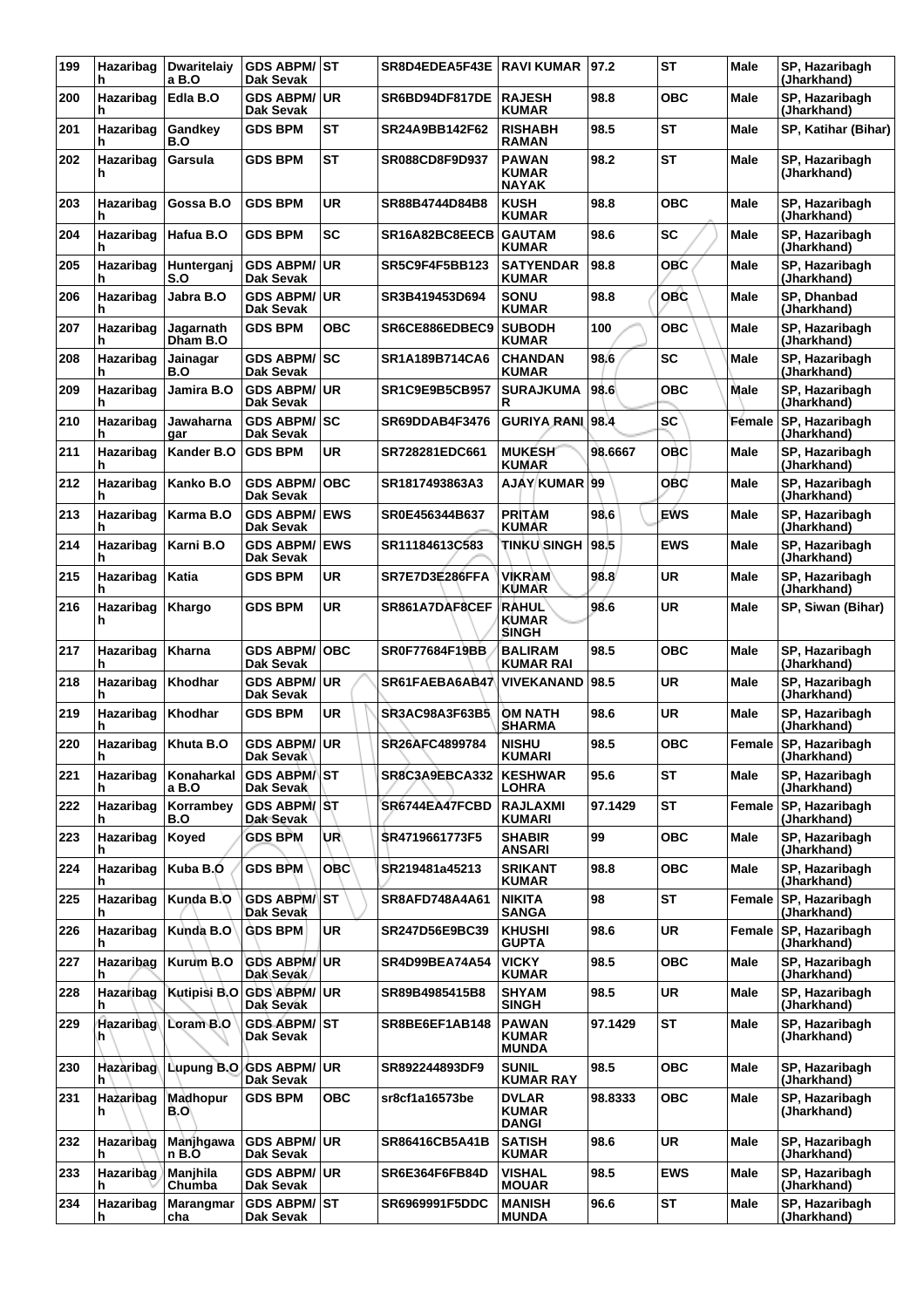| 199 | Hazaribagh | Dwaritelaiya B.O | GDS ABPM/ Dak Sevak | ST | SR8D4EDEA5F43E | RAVI KUMAR | 97.2 | ST | Male | SP, Hazaribagh (Jharkhand) |
|---|---|---|---|---|---|---|---|---|---|---|
| 200 | Hazaribagh | Edla B.O | GDS ABPM/ Dak Sevak | UR | SR6BD94DF817DE | RAJESH KUMAR | 98.8 | OBC | Male | SP, Hazaribagh (Jharkhand) |
| 201 | Hazaribagh | Gandkey B.O | GDS BPM | ST | SR24A9BB142F62 | RISHABH RAMAN | 98.5 | ST | Male | SP, Katihar (Bihar) |
| 202 | Hazaribagh | Garsula | GDS BPM | ST | SR088CD8F9D937 | PAWAN KUMAR NAYAK | 98.2 | ST | Male | SP, Hazaribagh (Jharkhand) |
| 203 | Hazaribagh | Gossa B.O | GDS BPM | UR | SR88B4744D84B8 | KUSH KUMAR | 98.8 | OBC | Male | SP, Hazaribagh (Jharkhand) |
| 204 | Hazaribagh | Hafua B.O | GDS BPM | SC | SR16A82BC8EECB | GAUTAM KUMAR | 98.6 | SC | Male | SP, Hazaribagh (Jharkhand) |
| 205 | Hazaribagh | Hunterganj S.O | GDS ABPM/ Dak Sevak | UR | SR5C9F4F5BB123 | SATYENDAR KUMAR | 98.8 | OBC | Male | SP, Hazaribagh (Jharkhand) |
| 206 | Hazaribagh | Jabra B.O | GDS ABPM/ Dak Sevak | UR | SR3B419453D694 | SONU KUMAR | 98.8 | OBC | Male | SP, Dhanbad (Jharkhand) |
| 207 | Hazaribagh | Jagarnath Dham B.O | GDS BPM | OBC | SR6CE886EDBEC9 | SUBODH KUMAR | 100 | OBC | Male | SP, Hazaribagh (Jharkhand) |
| 208 | Hazaribagh | Jainagar B.O | GDS ABPM/ Dak Sevak | SC | SR1A189B714CA6 | CHANDAN KUMAR | 98.6 | SC | Male | SP, Hazaribagh (Jharkhand) |
| 209 | Hazaribagh | Jamira B.O | GDS ABPM/ Dak Sevak | UR | SR1C9E9B5CB957 | SURAJKUMAR | 98.6 | OBC | Male | SP, Hazaribagh (Jharkhand) |
| 210 | Hazaribagh | Jawaharnagar | GDS ABPM/ Dak Sevak | SC | SR69DDAB4F3476 | GURIYA RANI | 98.4 | SC | Female | SP, Hazaribagh (Jharkhand) |
| 211 | Hazaribagh | Kander B.O | GDS BPM | UR | SR728281EDC661 | MUKESH KUMAR | 98.6667 | OBC | Male | SP, Hazaribagh (Jharkhand) |
| 212 | Hazaribagh | Kanko B.O | GDS ABPM/ Dak Sevak | OBC | SR1817493863A3 | AJAY KUMAR | 99 | OBC | Male | SP, Hazaribagh (Jharkhand) |
| 213 | Hazaribagh | Karma B.O | GDS ABPM/ Dak Sevak | EWS | SR0E456344B637 | PRITAM KUMAR | 98.6 | EWS | Male | SP, Hazaribagh (Jharkhand) |
| 214 | Hazaribagh | Karni B.O | GDS ABPM/ Dak Sevak | EWS | SR11184613C583 | TINKU SINGH | 98.5 | EWS | Male | SP, Hazaribagh (Jharkhand) |
| 215 | Hazaribagh | Katia | GDS BPM | UR | SR7E7D3E286FFA | VIKRAM KUMAR | 98.8 | UR | Male | SP, Hazaribagh (Jharkhand) |
| 216 | Hazaribagh | Khargo | GDS BPM | UR | SR861A7DAF8CEF | RAHUL KUMAR SINGH | 98.6 | UR | Male | SP, Siwan (Bihar) |
| 217 | Hazaribagh | Kharna | GDS ABPM/ Dak Sevak | OBC | SR0F77684F19BB | BALIRAM KUMAR RAI | 98.5 | OBC | Male | SP, Hazaribagh (Jharkhand) |
| 218 | Hazaribagh | Khodhar | GDS ABPM/ Dak Sevak | UR | SR61FAEBA6AB47 | VIVEKANAND | 98.5 | UR | Male | SP, Hazaribagh (Jharkhand) |
| 219 | Hazaribagh | Khodhar | GDS BPM | UR | SR3AC98A3F63B5 | OM NATH SHARMA | 98.6 | UR | Male | SP, Hazaribagh (Jharkhand) |
| 220 | Hazaribagh | Khuta B.O | GDS ABPM/ Dak Sevak | UR | SR26AFC4899784 | NISHU KUMARI | 98.5 | OBC | Female | SP, Hazaribagh (Jharkhand) |
| 221 | Hazaribagh | Konaharkala B.O | GDS ABPM/ Dak Sevak | ST | SR8C3A9EBCA332 | KESHWAR LOHRA | 95.6 | ST | Male | SP, Hazaribagh (Jharkhand) |
| 222 | Hazaribagh | Korrambey B.O | GDS ABPM/ Dak Sevak | ST | SR6744EA47FCBD | RAJLAXMI KUMARI | 97.1429 | ST | Female | SP, Hazaribagh (Jharkhand) |
| 223 | Hazaribagh | Koyed | GDS BPM | UR | SR4719661773F5 | SHABIR ANSARI | 99 | OBC | Male | SP, Hazaribagh (Jharkhand) |
| 224 | Hazaribagh | Kuba B.O | GDS BPM | OBC | SR219481a45213 | SRIKANT KUMAR | 98.8 | OBC | Male | SP, Hazaribagh (Jharkhand) |
| 225 | Hazaribagh | Kunda B.O | GDS ABPM/ Dak Sevak | ST | SR8AFD748A4A61 | NIKITA SANGA | 98 | ST | Female | SP, Hazaribagh (Jharkhand) |
| 226 | Hazaribagh | Kunda B.O | GDS BPM | UR | SR247D56E9BC39 | KHUSHI GUPTA | 98.6 | UR | Female | SP, Hazaribagh (Jharkhand) |
| 227 | Hazaribagh | Kurum B.O | GDS ABPM/ Dak Sevak | UR | SR4D99BEA74A54 | VICKY KUMAR | 98.5 | OBC | Male | SP, Hazaribagh (Jharkhand) |
| 228 | Hazaribagh | Kutipisi B.O | GDS ABPM/ Dak Sevak | UR | SR89B4985415B8 | SHYAM SINGH | 98.5 | UR | Male | SP, Hazaribagh (Jharkhand) |
| 229 | Hazaribagh | Loram B.O | GDS ABPM/ Dak Sevak | ST | SR8BE6EF1AB148 | PAWAN KUMAR MUNDA | 97.1429 | ST | Male | SP, Hazaribagh (Jharkhand) |
| 230 | Hazaribagh | Lupung B.O | GDS ABPM/ Dak Sevak | UR | SR892244893DF9 | SUNIL KUMAR RAY | 98.5 | OBC | Male | SP, Hazaribagh (Jharkhand) |
| 231 | Hazaribagh | Madhopur B.O | GDS BPM | OBC | sr8cf1a16573be | DVLAR KUMAR DANGI | 98.8333 | OBC | Male | SP, Hazaribagh (Jharkhand) |
| 232 | Hazaribagh | Manjhgawan B.O | GDS ABPM/ Dak Sevak | UR | SR86416CB5A41B | SATISH KUMAR | 98.6 | UR | Male | SP, Hazaribagh (Jharkhand) |
| 233 | Hazaribagh | Manjhila Chumba | GDS ABPM/ Dak Sevak | UR | SR6E364F6FB84D | VISHAL MOUAR | 98.5 | EWS | Male | SP, Hazaribagh (Jharkhand) |
| 234 | Hazaribagh | Marangmarcha | GDS ABPM/ Dak Sevak | ST | SR6969991F5DDC | MANISH MUNDA | 96.6 | ST | Male | SP, Hazaribagh (Jharkhand) |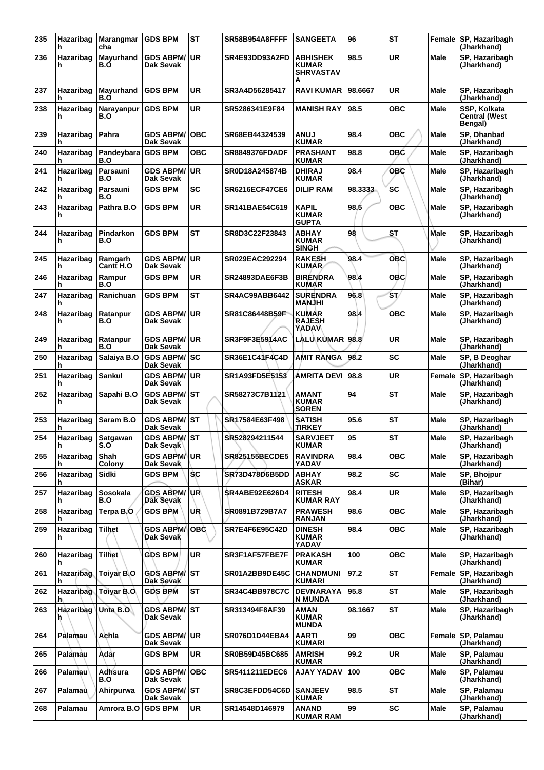| 235 | Hazaribagh | Marangmarcha | GDS BPM | ST | SR58B954A8FFFF | SANGEETA | 96 | ST | Female | SP, Hazaribagh (Jharkhand) |
|---|---|---|---|---|---|---|---|---|---|---|
| 236 | Hazaribagh | Mayurhand B.O | GDS ABPM/ Dak Sevak | UR | SR4E93DD93A2FD | ABHISHEK KUMAR SHRIVASTAVA | 98.5 | UR | Male | SP, Hazaribagh (Jharkhand) |
| 237 | Hazaribagh | Mayurhand B.O | GDS BPM | UR | SR3A4D56285417 | RAVI KUMAR | 98.6667 | UR | Male | SP, Hazaribagh (Jharkhand) |
| 238 | Hazaribagh | Narayanpur B.O | GDS BPM | UR | SR5286341E9F84 | MANISH RAY | 98.5 | OBC | Male | SSP, Kolkata Central (West Bengal) |
| 239 | Hazaribagh | Pahra | GDS ABPM/ Dak Sevak | OBC | SR68EB44324539 | ANUJ KUMAR | 98.4 | OBC | Male | SP, Dhanbad (Jharkhand) |
| 240 | Hazaribagh | Pandeybara B.O | GDS BPM | OBC | SR8849376FDADF | PRASHANT KUMAR | 98.8 | OBC | Male | SP, Hazaribagh (Jharkhand) |
| 241 | Hazaribagh | Parsauni B.O | GDS ABPM/ Dak Sevak | UR | SR0D18A245874B | DHIRAJ KUMAR | 98.4 | OBC | Male | SP, Hazaribagh (Jharkhand) |
| 242 | Hazaribagh | Parsauni B.O | GDS BPM | SC | SR6216ECF47CE6 | DILIP RAM | 98.3333 | SC | Male | SP, Hazaribagh (Jharkhand) |
| 243 | Hazaribagh | Pathra B.O | GDS BPM | UR | SR141BAE54C619 | KAPIL KUMAR GUPTA | 98.5 | OBC | Male | SP, Hazaribagh (Jharkhand) |
| 244 | Hazaribagh | Pindarkon B.O | GDS BPM | ST | SR8D3C22F23843 | ABHAY KUMAR SINGH | 98 | ST | Male | SP, Hazaribagh (Jharkhand) |
| 245 | Hazaribagh | Ramgarh Cantt H.O | GDS ABPM/ Dak Sevak | UR | SR029EAC292294 | RAKESH KUMAR | 98.4 | OBC | Male | SP, Hazaribagh (Jharkhand) |
| 246 | Hazaribagh | Rampur B.O | GDS BPM | UR | SR24893DAE6F3B | BIRENDRA KUMAR | 98.4 | OBC | Male | SP, Hazaribagh (Jharkhand) |
| 247 | Hazaribagh | Ranichuan | GDS BPM | ST | SR4AC99ABB6442 | SURENDRA MANJHI | 96.8 | ST | Male | SP, Hazaribagh (Jharkhand) |
| 248 | Hazaribagh | Ratanpur B.O | GDS ABPM/ Dak Sevak | UR | SR81C86448B59F | KUMAR RAJESH YADAV | 98.4 | OBC | Male | SP, Hazaribagh (Jharkhand) |
| 249 | Hazaribagh | Ratanpur B.O | GDS ABPM/ Dak Sevak | UR | SR3F9F3E5914AC | LALU KUMAR | 98.8 | UR | Male | SP, Hazaribagh (Jharkhand) |
| 250 | Hazaribagh | Salaiya B.O | GDS ABPM/ Dak Sevak | SC | SR36E1C41F4C4D | AMIT RANGA | 98.2 | SC | Male | SP, B Deoghar (Jharkhand) |
| 251 | Hazaribagh | Sankul | GDS ABPM/ Dak Sevak | UR | SR1A93FD5E5153 | AMRITA DEVI | 98.8 | UR | Female | SP, Hazaribagh (Jharkhand) |
| 252 | Hazaribagh | Sapahi B.O | GDS ABPM/ Dak Sevak | ST | SR58273C7B1121 | AMANT KUMAR SOREN | 94 | ST | Male | SP, Hazaribagh (Jharkhand) |
| 253 | Hazaribagh | Saram B.O | GDS ABPM/ Dak Sevak | ST | SR17584E63F498 | SATISH TIRKEY | 95.6 | ST | Male | SP, Hazaribagh (Jharkhand) |
| 254 | Hazaribagh | Satgawan S.O | GDS ABPM/ Dak Sevak | ST | SR528294211544 | SARVJEET KUMAR | 95 | ST | Male | SP, Hazaribagh (Jharkhand) |
| 255 | Hazaribagh | Shah Colony | GDS ABPM/ Dak Sevak | UR | SR825155BECDE5 | RAVINDRA YADAV | 98.4 | OBC | Male | SP, Hazaribagh (Jharkhand) |
| 256 | Hazaribagh | Sidki | GDS BPM | SC | SR73D478D6B5DD | ABHAY ASKAR | 98.2 | SC | Male | SP, Bhojpur (Bihar) |
| 257 | Hazaribagh | Sosokala B.O | GDS ABPM/ Dak Sevak | UR | SR4ABE92E626D4 | RITESH KUMAR RAY | 98.4 | UR | Male | SP, Hazaribagh (Jharkhand) |
| 258 | Hazaribagh | Terpa B.O | GDS BPM | UR | SR0891B729B7A7 | PRAWESH RANJAN | 98.6 | OBC | Male | SP, Hazaribagh (Jharkhand) |
| 259 | Hazaribagh | Tilhet | GDS ABPM/ Dak Sevak | OBC | SR7E4F6E95C42D | DINESH KUMAR YADAV | 98.4 | OBC | Male | SP, Hazaribagh (Jharkhand) |
| 260 | Hazaribagh | Tilhet | GDS BPM | UR | SR3F1AF57FBE7F | PRAKASH KUMAR | 100 | OBC | Male | SP, Hazaribagh (Jharkhand) |
| 261 | Hazaribagh | Toiyar B.O | GDS ABPM/ Dak Sevak | ST | SR01A2BB9DE45C | CHANDMUNI KUMARI | 97.2 | ST | Female | SP, Hazaribagh (Jharkhand) |
| 262 | Hazaribagh | Toiyar B.O | GDS BPM | ST | SR34C4BB978C7C | DEVNARAYAN MUNDA | 95.8 | ST | Male | SP, Hazaribagh (Jharkhand) |
| 263 | Hazaribagh | Unta B.O | GDS ABPM/ Dak Sevak | ST | SR313494F8AF39 | AMAN KUMAR MUNDA | 98.1667 | ST | Male | SP, Hazaribagh (Jharkhand) |
| 264 | Palamau | Achla | GDS ABPM/ Dak Sevak | UR | SR076D1D44EBA4 | AARTI KUMARI | 99 | OBC | Female | SP, Palamau (Jharkhand) |
| 265 | Palamau | Adar | GDS BPM | UR | SR0B59D45BC685 | AMRISH KUMAR | 99.2 | UR | Male | SP, Palamau (Jharkhand) |
| 266 | Palamau | Adhsura B.O | GDS ABPM/ Dak Sevak | OBC | SR5411211EDEC6 | AJAY YADAV | 100 | OBC | Male | SP, Palamau (Jharkhand) |
| 267 | Palamau | Ahirpurwa | GDS ABPM/ Dak Sevak | ST | SR8C3EFDD54C6D | SANJEEV KUMAR | 98.5 | ST | Male | SP, Palamau (Jharkhand) |
| 268 | Palamau | Amrora B.O | GDS BPM | UR | SR14548D146979 | ANAND KUMAR RAM | 99 | SC | Male | SP, Palamau (Jharkhand) |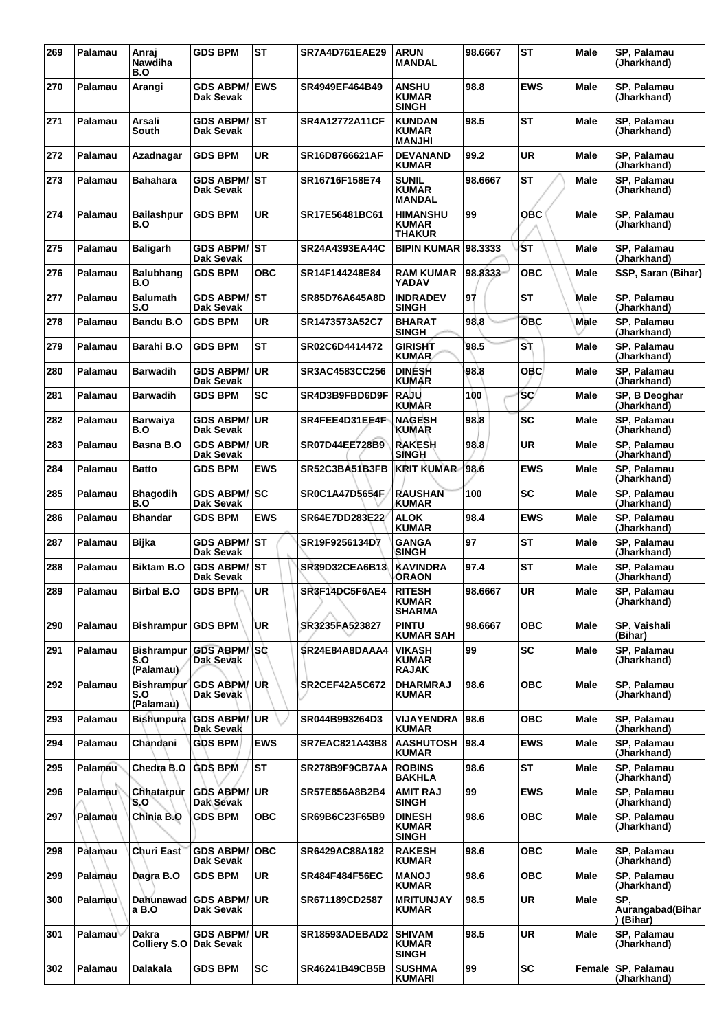| 269 | Palamau | Anraj Nawdiha B.O | GDS BPM | ST | SR7A4D761EAE29 | ARUN MANDAL | 98.6667 | ST | Male | SP, Palamau (Jharkhand) |
|---|---|---|---|---|---|---|---|---|---|---|
| 270 | Palamau | Arangi | GDS ABPM/ Dak Sevak | EWS | SR4949EF464B49 | ANSHU KUMAR SINGH | 98.8 | EWS | Male | SP, Palamau (Jharkhand) |
| 271 | Palamau | Arsali South | GDS ABPM/ Dak Sevak | ST | SR4A12772A11CF | KUNDAN KUMAR MANJHI | 98.5 | ST | Male | SP, Palamau (Jharkhand) |
| 272 | Palamau | Azadnagar | GDS BPM | UR | SR16D8766621AF | DEVANAND KUMAR | 99.2 | UR | Male | SP, Palamau (Jharkhand) |
| 273 | Palamau | Bahahara | GDS ABPM/ Dak Sevak | ST | SR16716F158E74 | SUNIL KUMAR MANDAL | 98.6667 | ST | Male | SP, Palamau (Jharkhand) |
| 274 | Palamau | Bailashpur B.O | GDS BPM | UR | SR17E56481BC61 | HIMANSHU KUMAR THAKUR | 99 | OBC | Male | SP, Palamau (Jharkhand) |
| 275 | Palamau | Baligarh | GDS ABPM/ Dak Sevak | ST | SR24A4393EA44C | BIPIN KUMAR | 98.3333 | ST | Male | SP, Palamau (Jharkhand) |
| 276 | Palamau | Balubhang B.O | GDS BPM | OBC | SR14F144248E84 | RAM KUMAR YADAV | 98.8333 | OBC | Male | SSP, Saran (Bihar) |
| 277 | Palamau | Balumath S.O | GDS ABPM/ Dak Sevak | ST | SR85D76A645A8D | INDRADEV SINGH | 97 | ST | Male | SP, Palamau (Jharkhand) |
| 278 | Palamau | Bandu B.O | GDS BPM | UR | SR1473573A52C7 | BHARAT SINGH | 98.8 | OBC | Male | SP, Palamau (Jharkhand) |
| 279 | Palamau | Barahi B.O | GDS BPM | ST | SR02C6D4414472 | GIRISHT KUMAR | 98.5 | ST | Male | SP, Palamau (Jharkhand) |
| 280 | Palamau | Barwadih | GDS ABPM/ Dak Sevak | UR | SR3AC4583CC256 | DINESH KUMAR | 98.8 | OBC | Male | SP, Palamau (Jharkhand) |
| 281 | Palamau | Barwadih | GDS BPM | SC | SR4D3B9FBD6D9F | RAJU KUMAR | 100 | SC | Male | SP, B Deoghar (Jharkhand) |
| 282 | Palamau | Barwaiya B.O | GDS ABPM/ Dak Sevak | UR | SR4FEE4D31EE4F | NAGESH KUMAR | 98.8 | SC | Male | SP, Palamau (Jharkhand) |
| 283 | Palamau | Basna B.O | GDS ABPM/ Dak Sevak | UR | SR07D44EE728B9 | RAKESH SINGH | 98.8 | UR | Male | SP, Palamau (Jharkhand) |
| 284 | Palamau | Batto | GDS BPM | EWS | SR52C3BA51B3FB | KRIT KUMAR | 98.6 | EWS | Male | SP, Palamau (Jharkhand) |
| 285 | Palamau | Bhagodih B.O | GDS ABPM/ Dak Sevak | SC | SR0C1A47D5654F | RAUSHAN KUMAR | 100 | SC | Male | SP, Palamau (Jharkhand) |
| 286 | Palamau | Bhandar | GDS BPM | EWS | SR64E7DD283E22 | ALOK KUMAR | 98.4 | EWS | Male | SP, Palamau (Jharkhand) |
| 287 | Palamau | Bijka | GDS ABPM/ Dak Sevak | ST | SR19F9256134D7 | GANGA SINGH | 97 | ST | Male | SP, Palamau (Jharkhand) |
| 288 | Palamau | Biktam B.O | GDS ABPM/ Dak Sevak | ST | SR39D32CEA6B13 | KAVINDRA ORAON | 97.4 | ST | Male | SP, Palamau (Jharkhand) |
| 289 | Palamau | Birbal B.O | GDS BPM | UR | SR3F14DC5F6AE4 | RITESH KUMAR SHARMA | 98.6667 | UR | Male | SP, Palamau (Jharkhand) |
| 290 | Palamau | Bishrampur | GDS BPM | UR | SR3235FA523827 | PINTU KUMAR SAH | 98.6667 | OBC | Male | SP, Vaishali (Bihar) |
| 291 | Palamau | Bishrampur S.O (Palamau) | GDS ABPM/ Dak Sevak | SC | SR24E84A8DAAA4 | VIKASH KUMAR RAJAK | 99 | SC | Male | SP, Palamau (Jharkhand) |
| 292 | Palamau | Bishrampur S.O (Palamau) | GDS ABPM/ Dak Sevak | UR | SR2CEF42A5C672 | DHARMRAJ KUMAR | 98.6 | OBC | Male | SP, Palamau (Jharkhand) |
| 293 | Palamau | Bishunpura | GDS ABPM/ Dak Sevak | UR | SR044B993264D3 | VIJAYENDRA KUMAR | 98.6 | OBC | Male | SP, Palamau (Jharkhand) |
| 294 | Palamau | Chandani | GDS BPM | EWS | SR7EAC821A43B8 | AASHUTOSH KUMAR | 98.4 | EWS | Male | SP, Palamau (Jharkhand) |
| 295 | Palamau | Chedra B.O | GDS BPM | ST | SR278B9F9CB7AA | ROBINS BAKHLA | 98.6 | ST | Male | SP, Palamau (Jharkhand) |
| 296 | Palamau | Chhatarpur S.O | GDS ABPM/ Dak Sevak | UR | SR57E856A8B2B4 | AMIT RAJ SINGH | 99 | EWS | Male | SP, Palamau (Jharkhand) |
| 297 | Palamau | Chinia B.O | GDS BPM | OBC | SR69B6C23F65B9 | DINESH KUMAR SINGH | 98.6 | OBC | Male | SP, Palamau (Jharkhand) |
| 298 | Palamau | Churi East | GDS ABPM/ Dak Sevak | OBC | SR6429AC88A182 | RAKESH KUMAR | 98.6 | OBC | Male | SP, Palamau (Jharkhand) |
| 299 | Palamau | Dagra B.O | GDS BPM | UR | SR484F484F56EC | MANOJ KUMAR | 98.6 | OBC | Male | SP, Palamau (Jharkhand) |
| 300 | Palamau | Dahunawad a B.O | GDS ABPM/ Dak Sevak | UR | SR671189CD2587 | MRITUNJAY KUMAR | 98.5 | UR | Male | SP, Aurangabad(Bihar ) (Bihar) |
| 301 | Palamau | Dakra Colliery S.O | GDS ABPM/ Dak Sevak | UR | SR18593ADEBAD2 | SHIVAM KUMAR SINGH | 98.5 | UR | Male | SP, Palamau (Jharkhand) |
| 302 | Palamau | Dalakala | GDS BPM | SC | SR46241B49CB5B | SUSHMA KUMARI | 99 | SC | Female | SP, Palamau (Jharkhand) |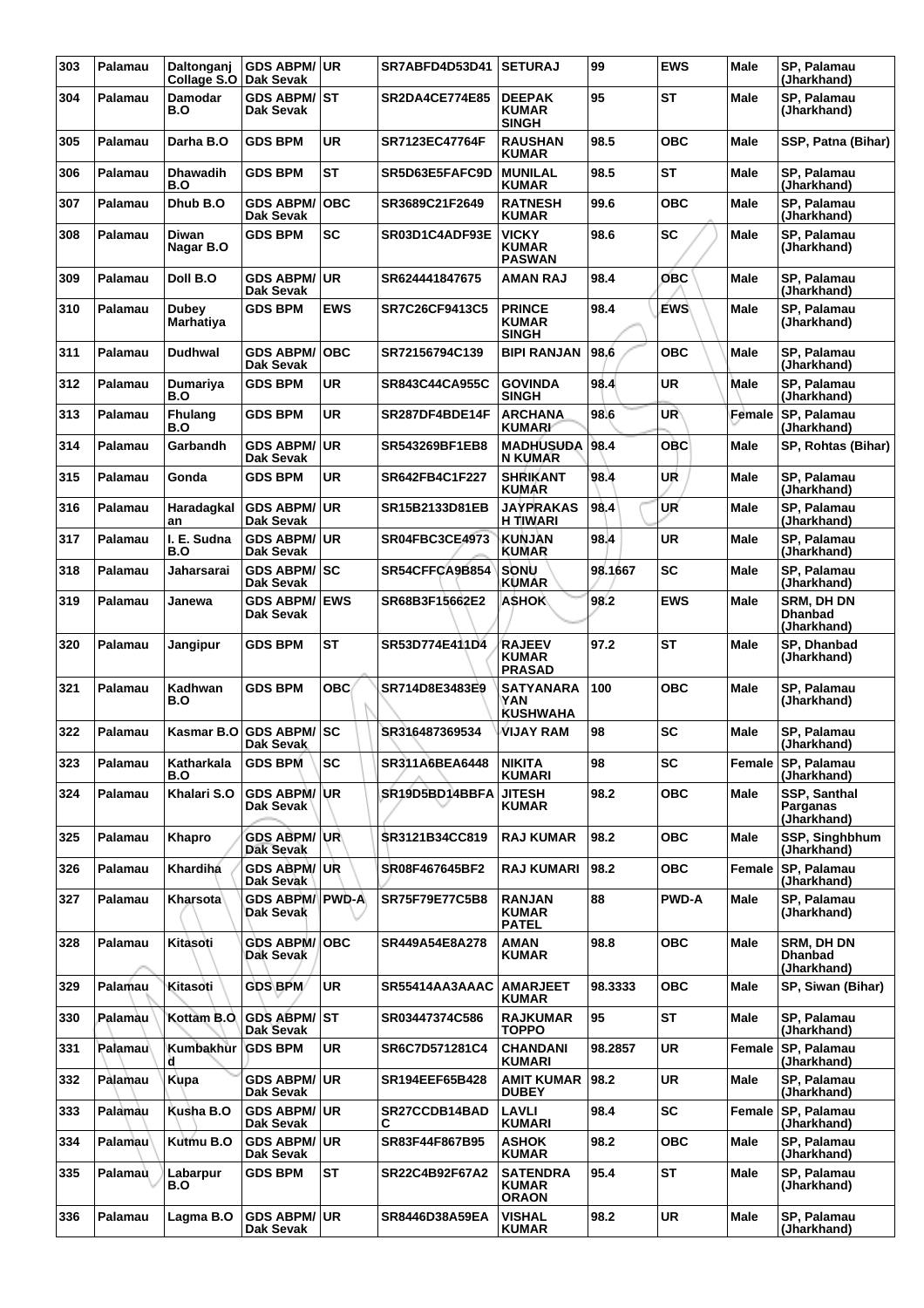| 303 | Palamau | Daltonganj Collage S.O | GDS ABPM/ Dak Sevak | UR | SR7ABFD4D53D41 | SETURAJ | 99 | EWS | Male | SP, Palamau (Jharkhand) |
|---|---|---|---|---|---|---|---|---|---|---|
| 304 | Palamau | Damodar B.O | GDS ABPM/ Dak Sevak | ST | SR2DA4CE774E85 | DEEPAK KUMAR SINGH | 95 | ST | Male | SP, Palamau (Jharkhand) |
| 305 | Palamau | Darha B.O | GDS BPM | UR | SR7123EC47764F | RAUSHAN KUMAR | 98.5 | OBC | Male | SSP, Patna (Bihar) |
| 306 | Palamau | Dhawadih B.O | GDS BPM | ST | SR5D63E5FAFC9D | MUNILAL KUMAR | 98.5 | ST | Male | SP, Palamau (Jharkhand) |
| 307 | Palamau | Dhub B.O | GDS ABPM/ Dak Sevak | OBC | SR3689C21F2649 | RATNESH KUMAR | 99.6 | OBC | Male | SP, Palamau (Jharkhand) |
| 308 | Palamau | Diwan Nagar B.O | GDS BPM | SC | SR03D1C4ADF93E | VICKY KUMAR PASWAN | 98.6 | SC | Male | SP, Palamau (Jharkhand) |
| 309 | Palamau | Doll B.O | GDS ABPM/ Dak Sevak | UR | SR624441847675 | AMAN RAJ | 98.4 | OBC | Male | SP, Palamau (Jharkhand) |
| 310 | Palamau | Dubey Marhatiya | GDS BPM | EWS | SR7C26CF9413C5 | PRINCE KUMAR SINGH | 98.4 | EWS | Male | SP, Palamau (Jharkhand) |
| 311 | Palamau | Dudhwal | GDS ABPM/ Dak Sevak | OBC | SR72156794C139 | BIPI RANJAN | 98.6 | OBC | Male | SP, Palamau (Jharkhand) |
| 312 | Palamau | Dumariya B.O | GDS BPM | UR | SR843C44CA955C | GOVINDA SINGH | 98.4 | UR | Male | SP, Palamau (Jharkhand) |
| 313 | Palamau | Fhulang B.O | GDS BPM | UR | SR287DF4BDE14F | ARCHANA KUMARI | 98.6 | UR | Female | SP, Palamau (Jharkhand) |
| 314 | Palamau | Garbandh | GDS ABPM/ Dak Sevak | UR | SR543269BF1EB8 | MADHUSUDA N KUMAR | 98.4 | OBC | Male | SP, Rohtas (Bihar) |
| 315 | Palamau | Gonda | GDS BPM | UR | SR642FB4C1F227 | SHRIKANT KUMAR | 98.4 | UR | Male | SP, Palamau (Jharkhand) |
| 316 | Palamau | Haradagkal an | GDS ABPM/ Dak Sevak | UR | SR15B2133D81EB | JAYPRAKAS H TIWARI | 98.4 | UR | Male | SP, Palamau (Jharkhand) |
| 317 | Palamau | I. E. Sudna B.O | GDS ABPM/ Dak Sevak | UR | SR04FBC3CE4973 | KUNJAN KUMAR | 98.4 | UR | Male | SP, Palamau (Jharkhand) |
| 318 | Palamau | Jaharsarai | GDS ABPM/ Dak Sevak | SC | SR54CFFCA9B854 | SONU KUMAR | 98.1667 | SC | Male | SP, Palamau (Jharkhand) |
| 319 | Palamau | Janewa | GDS ABPM/ Dak Sevak | EWS | SR68B3F15662E2 | ASHOK | 98.2 | EWS | Male | SRM, DH DN Dhanbad (Jharkhand) |
| 320 | Palamau | Jangipur | GDS BPM | ST | SR53D774E411D4 | RAJEEV KUMAR PRASAD | 97.2 | ST | Male | SP, Dhanbad (Jharkhand) |
| 321 | Palamau | Kadhwan B.O | GDS BPM | OBC | SR714D8E3483E9 | SATYANARA YAN KUSHWAHA | 100 | OBC | Male | SP, Palamau (Jharkhand) |
| 322 | Palamau | Kasmar B.O | GDS ABPM/ Dak Sevak | SC | SR316487369534 | VIJAY RAM | 98 | SC | Male | SP, Palamau (Jharkhand) |
| 323 | Palamau | Katharkala B.O | GDS BPM | SC | SR311A6BEA6448 | NIKITA KUMARI | 98 | SC | Female | SP, Palamau (Jharkhand) |
| 324 | Palamau | Khalari S.O | GDS ABPM/ Dak Sevak | UR | SR19D5BD14BBFA | JITESH KUMAR | 98.2 | OBC | Male | SSP, Santhal Parganas (Jharkhand) |
| 325 | Palamau | Khapro | GDS ABPM/ Dak Sevak | UR | SR3121B34CC819 | RAJ KUMAR | 98.2 | OBC | Male | SSP, Singhbhum (Jharkhand) |
| 326 | Palamau | Khardiha | GDS ABPM/ Dak Sevak | UR | SR08F467645BF2 | RAJ KUMARI | 98.2 | OBC | Female | SP, Palamau (Jharkhand) |
| 327 | Palamau | Kharsota | GDS ABPM/ Dak Sevak | PWD-A | SR75F79E77C5B8 | RANJAN KUMAR PATEL | 88 | PWD-A | Male | SP, Palamau (Jharkhand) |
| 328 | Palamau | Kitasoti | GDS ABPM/ Dak Sevak | OBC | SR449A54E8A278 | AMAN KUMAR | 98.8 | OBC | Male | SRM, DH DN Dhanbad (Jharkhand) |
| 329 | Palamau | Kitasoti | GDS BPM | UR | SR55414AA3AAAC | AMARJEET KUMAR | 98.3333 | OBC | Male | SP, Siwan (Bihar) |
| 330 | Palamau | Kottam B.O | GDS ABPM/ Dak Sevak | ST | SR03447374C586 | RAJKUMAR TOPPO | 95 | ST | Male | SP, Palamau (Jharkhand) |
| 331 | Palamau | Kumbakhur d | GDS BPM | UR | SR6C7D571281C4 | CHANDANI KUMARI | 98.2857 | UR | Female | SP, Palamau (Jharkhand) |
| 332 | Palamau | Kupa | GDS ABPM/ Dak Sevak | UR | SR194EEF65B428 | AMIT KUMAR DUBEY | 98.2 | UR | Male | SP, Palamau (Jharkhand) |
| 333 | Palamau | Kusha B.O | GDS ABPM/ Dak Sevak | UR | SR27CCDB14BAD C | LAVLI KUMARI | 98.4 | SC | Female | SP, Palamau (Jharkhand) |
| 334 | Palamau | Kutmu B.O | GDS ABPM/ Dak Sevak | UR | SR83F44F867B95 | ASHOK KUMAR | 98.2 | OBC | Male | SP, Palamau (Jharkhand) |
| 335 | Palamau | Labarpur B.O | GDS BPM | ST | SR22C4B92F67A2 | SATENDRA KUMAR ORAON | 95.4 | ST | Male | SP, Palamau (Jharkhand) |
| 336 | Palamau | Lagma B.O | GDS ABPM/ Dak Sevak | UR | SR8446D38A59EA | VISHAL KUMAR | 98.2 | UR | Male | SP, Palamau (Jharkhand) |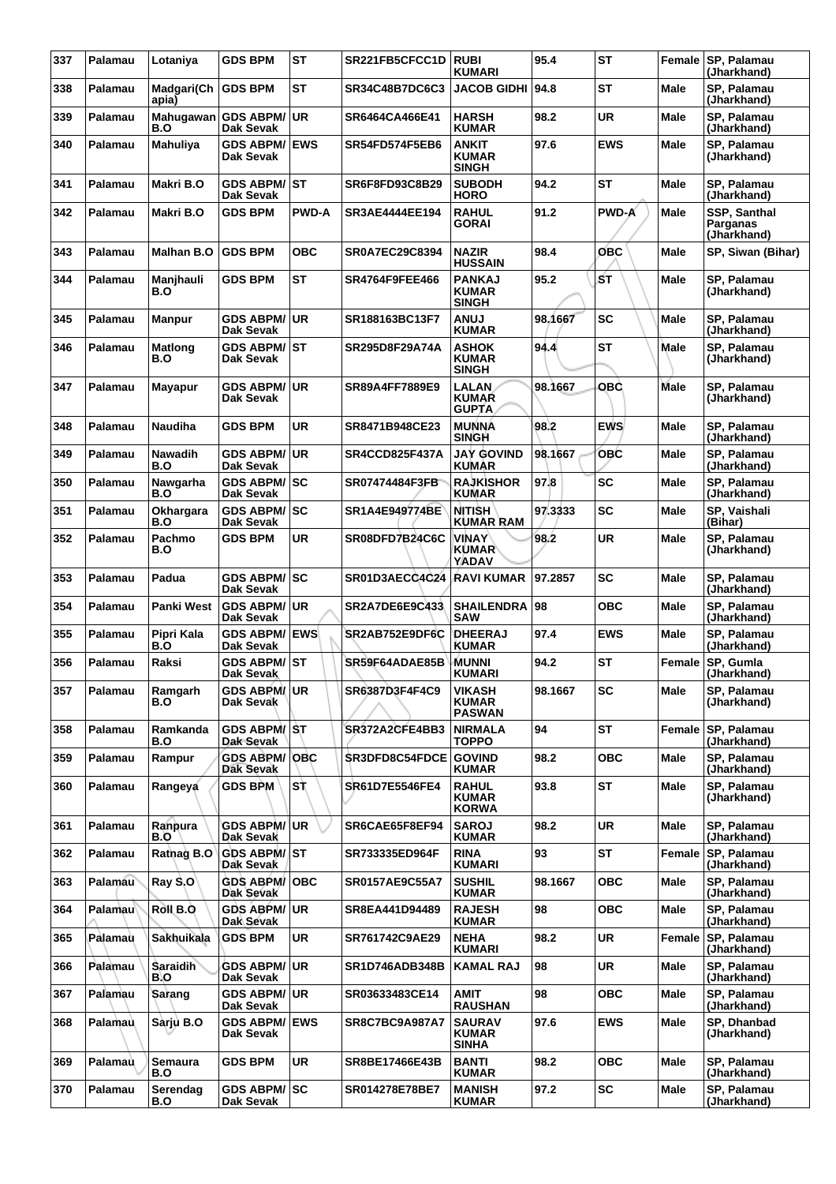| 337 | Palamau | Lotaniya | GDS BPM | ST | SR221FB5CFCC1D | RUBI KUMARI | 95.4 | ST | Female | SP, Palamau (Jharkhand) |
|---|---|---|---|---|---|---|---|---|---|---|
| 338 | Palamau | Madgari(Chapia) | GDS BPM | ST | SR34C48B7DC6C3 | JACOB GIDHI | 94.8 | ST | Male | SP, Palamau (Jharkhand) |
| 339 | Palamau | Mahugawan B.O | GDS ABPM/ Dak Sevak | UR | SR6464CA466E41 | HARSH KUMAR | 98.2 | UR | Male | SP, Palamau (Jharkhand) |
| 340 | Palamau | Mahuliya | GDS ABPM/ Dak Sevak | EWS | SR54FD574F5EB6 | ANKIT KUMAR SINGH | 97.6 | EWS | Male | SP, Palamau (Jharkhand) |
| 341 | Palamau | Makri B.O | GDS ABPM/ Dak Sevak | ST | SR6F8FD93C8B29 | SUBODH HORO | 94.2 | ST | Male | SP, Palamau (Jharkhand) |
| 342 | Palamau | Makri B.O | GDS BPM | PWD-A | SR3AE4444EE194 | RAHUL GORAI | 91.2 | PWD-A | Male | SSP, Santhal Parganas (Jharkhand) |
| 343 | Palamau | Malhan B.O | GDS BPM | OBC | SR0A7EC29C8394 | NAZIR HUSSAIN | 98.4 | OBC | Male | SP, Siwan (Bihar) |
| 344 | Palamau | Manjhauli B.O | GDS BPM | ST | SR4764F9FEE466 | PANKAJ KUMAR SINGH | 95.2 | ST | Male | SP, Palamau (Jharkhand) |
| 345 | Palamau | Manpur | GDS ABPM/ Dak Sevak | UR | SR188163BC13F7 | ANUJ KUMAR | 98.1667 | SC | Male | SP, Palamau (Jharkhand) |
| 346 | Palamau | Matlong B.O | GDS ABPM/ Dak Sevak | ST | SR295D8F29A74A | ASHOK KUMAR SINGH | 94.4 | ST | Male | SP, Palamau (Jharkhand) |
| 347 | Palamau | Mayapur | GDS ABPM/ Dak Sevak | UR | SR89A4FF7889E9 | LALAN KUMAR GUPTA | 98.1667 | OBC | Male | SP, Palamau (Jharkhand) |
| 348 | Palamau | Naudiha | GDS BPM | UR | SR8471B948CE23 | MUNNA SINGH | 98.2 | EWS | Male | SP, Palamau (Jharkhand) |
| 349 | Palamau | Nawadih B.O | GDS ABPM/ Dak Sevak | UR | SR4CCD825F437A | JAY GOVIND KUMAR | 98.1667 | OBC | Male | SP, Palamau (Jharkhand) |
| 350 | Palamau | Nawgarha B.O | GDS ABPM/ Dak Sevak | SC | SR07474484F3FB | RAJKISHOR KUMAR | 97.8 | SC | Male | SP, Palamau (Jharkhand) |
| 351 | Palamau | Okhargara B.O | GDS ABPM/ Dak Sevak | SC | SR1A4E949774BE | NITISH KUMAR RAM | 97.3333 | SC | Male | SP, Vaishali (Bihar) |
| 352 | Palamau | Pachmo B.O | GDS BPM | UR | SR08DFD7B24C6C | VINAY KUMAR YADAV | 98.2 | UR | Male | SP, Palamau (Jharkhand) |
| 353 | Palamau | Padua | GDS ABPM/ Dak Sevak | SC | SR01D3AECC4C24 | RAVI KUMAR | 97.2857 | SC | Male | SP, Palamau (Jharkhand) |
| 354 | Palamau | Panki West | GDS ABPM/ Dak Sevak | UR | SR2A7DE6E9C433 | SHAILENDRA SAW | 98 | OBC | Male | SP, Palamau (Jharkhand) |
| 355 | Palamau | Pipri Kala B.O | GDS ABPM/ Dak Sevak | EWS | SR2AB752E9DF6C | DHEERAJ KUMAR | 97.4 | EWS | Male | SP, Palamau (Jharkhand) |
| 356 | Palamau | Raksi | GDS ABPM/ Dak Sevak | ST | SR59F64ADAE85B | MUNNI KUMARI | 94.2 | ST | Female | SP, Gumla (Jharkhand) |
| 357 | Palamau | Ramgarh B.O | GDS ABPM/ Dak Sevak | UR | SR6387D3F4F4C9 | VIKASH KUMAR PASWAN | 98.1667 | SC | Male | SP, Palamau (Jharkhand) |
| 358 | Palamau | Ramkanda B.O | GDS ABPM/ Dak Sevak | ST | SR372A2CFE4BB3 | NIRMALA TOPPO | 94 | ST | Female | SP, Palamau (Jharkhand) |
| 359 | Palamau | Rampur | GDS ABPM/ Dak Sevak | OBC | SR3DFD8C54FDCE | GOVIND KUMAR | 98.2 | OBC | Male | SP, Palamau (Jharkhand) |
| 360 | Palamau | Rangeya | GDS BPM | ST | SR61D7E5546FE4 | RAHUL KUMAR KORWA | 93.8 | ST | Male | SP, Palamau (Jharkhand) |
| 361 | Palamau | Ranpura B.O | GDS ABPM/ Dak Sevak | UR | SR6CAE65F8EF94 | SAROJ KUMAR | 98.2 | UR | Male | SP, Palamau (Jharkhand) |
| 362 | Palamau | Ratnag B.O | GDS ABPM/ Dak Sevak | ST | SR733335ED964F | RINA KUMARI | 93 | ST | Female | SP, Palamau (Jharkhand) |
| 363 | Palamau | Ray S.O | GDS ABPM/ Dak Sevak | OBC | SR0157AE9C55A7 | SUSHIL KUMAR | 98.1667 | OBC | Male | SP, Palamau (Jharkhand) |
| 364 | Palamau | Roll B.O | GDS ABPM/ Dak Sevak | UR | SR8EA441D94489 | RAJESH KUMAR | 98 | OBC | Male | SP, Palamau (Jharkhand) |
| 365 | Palamau | Sakhuikala | GDS BPM | UR | SR761742C9AE29 | NEHA KUMARI | 98.2 | UR | Female | SP, Palamau (Jharkhand) |
| 366 | Palamau | Saraidih B.O | GDS ABPM/ Dak Sevak | UR | SR1D746ADB348B | KAMAL RAJ | 98 | UR | Male | SP, Palamau (Jharkhand) |
| 367 | Palamau | Sarang | GDS ABPM/ Dak Sevak | UR | SR03633483CE14 | AMIT RAUSHAN | 98 | OBC | Male | SP, Palamau (Jharkhand) |
| 368 | Palamau | Sarju B.O | GDS ABPM/ Dak Sevak | EWS | SR8C7BC9A987A7 | SAURAV KUMAR SINHA | 97.6 | EWS | Male | SP, Dhanbad (Jharkhand) |
| 369 | Palamau | Semaura B.O | GDS BPM | UR | SR8BE17466E43B | BANTI KUMAR | 98.2 | OBC | Male | SP, Palamau (Jharkhand) |
| 370 | Palamau | Serendag B.O | GDS ABPM/ Dak Sevak | SC | SR014278E78BE7 | MANISH KUMAR | 97.2 | SC | Male | SP, Palamau (Jharkhand) |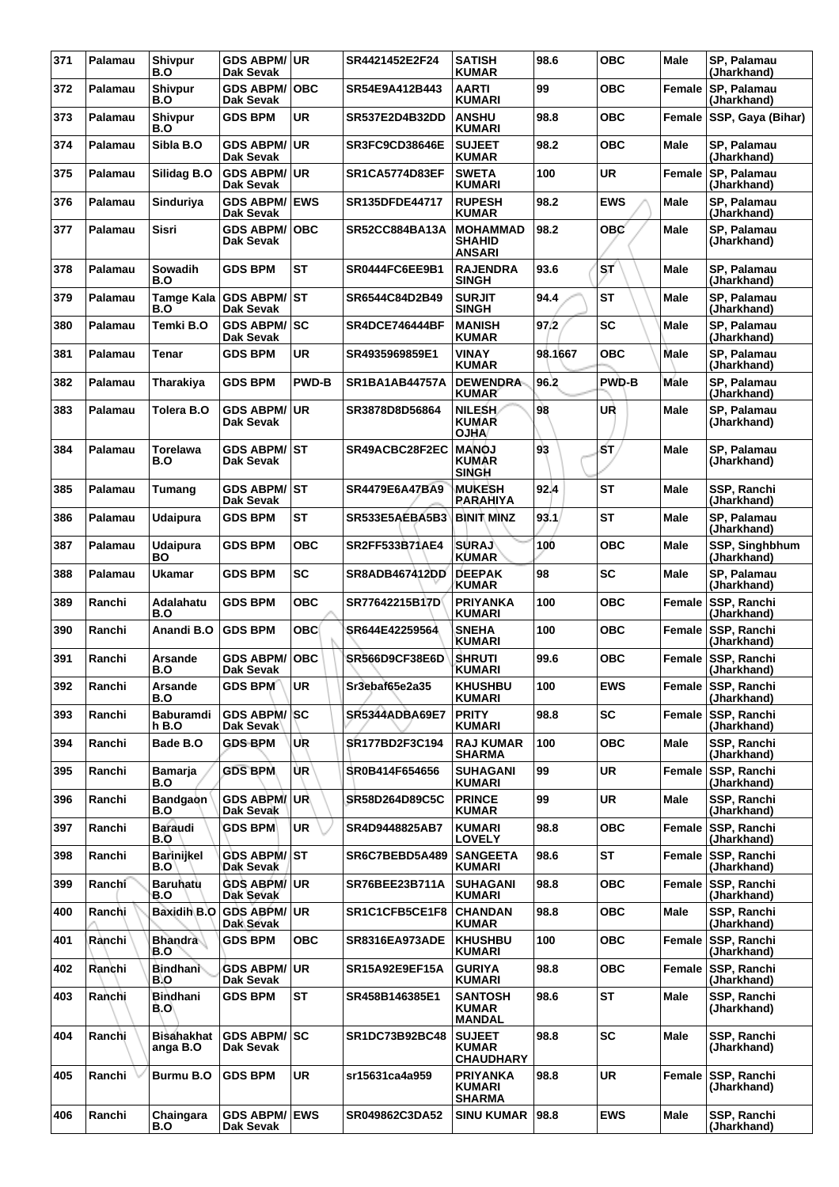| 371 | Palamau | Shivpur B.O | GDS ABPM/ Dak Sevak | UR | SR4421452E2F24 | SATISH KUMAR | 98.6 | OBC | Male | SP, Palamau (Jharkhand) |
|---|---|---|---|---|---|---|---|---|---|---|
| 372 | Palamau | Shivpur B.O | GDS ABPM/ Dak Sevak | OBC | SR54E9A412B443 | AARTI KUMARI | 99 | OBC | Female | SP, Palamau (Jharkhand) |
| 373 | Palamau | Shivpur B.O | GDS BPM | UR | SR537E2D4B32DD | ANSHU KUMARI | 98.8 | OBC | Female | SSP, Gaya (Bihar) |
| 374 | Palamau | Sibla B.O | GDS ABPM/ Dak Sevak | UR | SR3FC9CD38646E | SUJEET KUMAR | 98.2 | OBC | Male | SP, Palamau (Jharkhand) |
| 375 | Palamau | Silidag B.O | GDS ABPM/ Dak Sevak | UR | SR1CA5774D83EF | SWETA KUMARI | 100 | UR | Female | SP, Palamau (Jharkhand) |
| 376 | Palamau | Sinduriya | GDS ABPM/ Dak Sevak | EWS | SR135DFDE44717 | RUPESH KUMAR | 98.2 | EWS | Male | SP, Palamau (Jharkhand) |
| 377 | Palamau | Sisri | GDS ABPM/ Dak Sevak | OBC | SR52CC884BA13A | MOHAMMAD SHAHID ANSARI | 98.2 | OBC | Male | SP, Palamau (Jharkhand) |
| 378 | Palamau | Sowadih B.O | GDS BPM | ST | SR0444FC6EE9B1 | RAJENDRA SINGH | 93.6 | ST | Male | SP, Palamau (Jharkhand) |
| 379 | Palamau | Tamge Kala B.O | GDS ABPM/ Dak Sevak | ST | SR6544C84D2B49 | SURJIT SINGH | 94.4 | ST | Male | SP, Palamau (Jharkhand) |
| 380 | Palamau | Temki B.O | GDS ABPM/ Dak Sevak | SC | SR4DCE746444BF | MANISH KUMAR | 97.2 | SC | Male | SP, Palamau (Jharkhand) |
| 381 | Palamau | Tenar | GDS BPM | UR | SR4935969859E1 | VINAY KUMAR | 98.1667 | OBC | Male | SP, Palamau (Jharkhand) |
| 382 | Palamau | Tharakiya | GDS BPM | PWD-B | SR1BA1AB44757A | DEWENDRA KUMAR | 96.2 | PWD-B | Male | SP, Palamau (Jharkhand) |
| 383 | Palamau | Tolera B.O | GDS ABPM/ Dak Sevak | UR | SR3878D8D56864 | NILESH KUMAR OJHA | 98 | UR | Male | SP, Palamau (Jharkhand) |
| 384 | Palamau | Torelawa B.O | GDS ABPM/ Dak Sevak | ST | SR49ACBC28F2EC | MANOJ KUMAR SINGH | 93 | ST | Male | SP, Palamau (Jharkhand) |
| 385 | Palamau | Tumang | GDS ABPM/ Dak Sevak | ST | SR4479E6A47BA9 | MUKESH PARAHIYA | 92.4 | ST | Male | SSP, Ranchi (Jharkhand) |
| 386 | Palamau | Udaipura | GDS BPM | ST | SR533E5AEBA5B3 | BINIT MINZ | 93.1 | ST | Male | SP, Palamau (Jharkhand) |
| 387 | Palamau | Udaipura BO | GDS BPM | OBC | SR2FF533B71AE4 | SURAJ KUMAR | 100 | OBC | Male | SSP, Singhbhum (Jharkhand) |
| 388 | Palamau | Ukamar | GDS BPM | SC | SR8ADB467412DD | DEEPAK KUMAR | 98 | SC | Male | SP, Palamau (Jharkhand) |
| 389 | Ranchi | Adalahatu B.O | GDS BPM | OBC | SR77642215B17D | PRIYANKA KUMARI | 100 | OBC | Female | SSP, Ranchi (Jharkhand) |
| 390 | Ranchi | Anandi B.O | GDS BPM | OBC | SR644E42259564 | SNEHA KUMARI | 100 | OBC | Female | SSP, Ranchi (Jharkhand) |
| 391 | Ranchi | Arsande B.O | GDS ABPM/ Dak Sevak | OBC | SR566D9CF38E6D | SHRUTI KUMARI | 99.6 | OBC | Female | SSP, Ranchi (Jharkhand) |
| 392 | Ranchi | Arsande B.O | GDS BPM | UR | Sr3ebaf65e2a35 | KHUSHBU KUMARI | 100 | EWS | Female | SSP, Ranchi (Jharkhand) |
| 393 | Ranchi | Baburamdi h B.O | GDS ABPM/ Dak Sevak | SC | SR5344ADBA69E7 | PRITY KUMARI | 98.8 | SC | Female | SSP, Ranchi (Jharkhand) |
| 394 | Ranchi | Bade B.O | GDS BPM | UR | SR177BD2F3C194 | RAJ KUMAR SHARMA | 100 | OBC | Male | SSP, Ranchi (Jharkhand) |
| 395 | Ranchi | Bamarja B.O | GDS BPM | UR | SR0B414F654656 | SUHAGANI KUMARI | 99 | UR | Female | SSP, Ranchi (Jharkhand) |
| 396 | Ranchi | Bandgaon B.O | GDS ABPM/ Dak Sevak | UR | SR58D264D89C5C | PRINCE KUMAR | 99 | UR | Male | SSP, Ranchi (Jharkhand) |
| 397 | Ranchi | Baraudi B.O | GDS BPM | UR | SR4D9448825AB7 | KUMARI LOVELY | 98.8 | OBC | Female | SSP, Ranchi (Jharkhand) |
| 398 | Ranchi | Barinijkel B.O | GDS ABPM/ Dak Sevak | ST | SR6C7BEBD5A489 | SANGEETA KUMARI | 98.6 | ST | Female | SSP, Ranchi (Jharkhand) |
| 399 | Ranchi | Baruhatu B.O | GDS ABPM/ Dak Sevak | UR | SR76BEE23B711A | SUHAGANI KUMARI | 98.8 | OBC | Female | SSP, Ranchi (Jharkhand) |
| 400 | Ranchi | Baxidih B.O | GDS ABPM/ Dak Sevak | UR | SR1C1CFB5CE1F8 | CHANDAN KUMAR | 98.8 | OBC | Male | SSP, Ranchi (Jharkhand) |
| 401 | Ranchi | Bhandra B.O | GDS BPM | OBC | SR8316EA973ADE | KHUSHBU KUMARI | 100 | OBC | Female | SSP, Ranchi (Jharkhand) |
| 402 | Ranchi | Bindhani B.O | GDS ABPM/ Dak Sevak | UR | SR15A92E9EF15A | GURIYA KUMARI | 98.8 | OBC | Female | SSP, Ranchi (Jharkhand) |
| 403 | Ranchi | Bindhani B.O | GDS BPM | ST | SR458B146385E1 | SANTOSH KUMAR MANDAL | 98.6 | ST | Male | SSP, Ranchi (Jharkhand) |
| 404 | Ranchi | Bisahakhat anga B.O | GDS ABPM/ Dak Sevak | SC | SR1DC73B92BC48 | SUJEET KUMAR CHAUDHARY | 98.8 | SC | Male | SSP, Ranchi (Jharkhand) |
| 405 | Ranchi | Burmu B.O | GDS BPM | UR | sr15631ca4a959 | PRIYANKA KUMARI SHARMA | 98.8 | UR | Female | SSP, Ranchi (Jharkhand) |
| 406 | Ranchi | Chaingara B.O | GDS ABPM/ Dak Sevak | EWS | SR049862C3DA52 | SINU KUMAR | 98.8 | EWS | Male | SSP, Ranchi (Jharkhand) |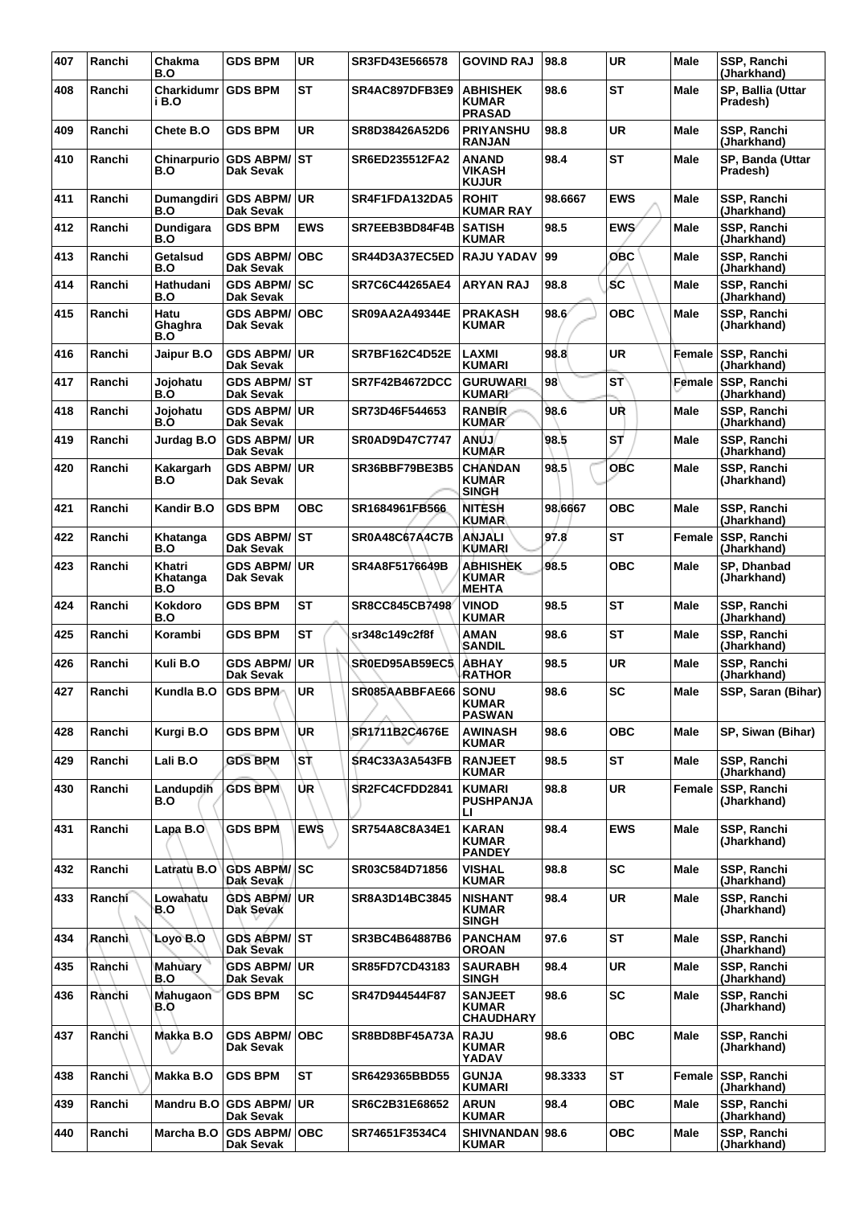| 407 | Ranchi | Chakma B.O | GDS BPM | UR | SR3FD43E566578 | GOVIND RAJ | 98.8 | UR | Male | SSP, Ranchi (Jharkhand) |
|---|---|---|---|---|---|---|---|---|---|---|
| 408 | Ranchi | Charkidumri B.O | GDS BPM | ST | SR4AC897DFB3E9 | ABHISHEK KUMAR PRASAD | 98.6 | ST | Male | SP, Ballia (Uttar Pradesh) |
| 409 | Ranchi | Chete B.O | GDS BPM | UR | SR8D38426A52D6 | PRIYANSHU RANJAN | 98.8 | UR | Male | SSP, Ranchi (Jharkhand) |
| 410 | Ranchi | Chinarpurio B.O | GDS ABPM/ Dak Sevak | ST | SR6ED235512FA2 | ANAND VIKASH KUJUR | 98.4 | ST | Male | SP, Banda (Uttar Pradesh) |
| 411 | Ranchi | Dumangdiri B.O | GDS ABPM/ Dak Sevak | UR | SR4F1FDA132DA5 | ROHIT KUMAR RAY | 98.6667 | EWS | Male | SSP, Ranchi (Jharkhand) |
| 412 | Ranchi | Dundigara B.O | GDS BPM | EWS | SR7EEB3BD84F4B | SATISH KUMAR | 98.5 | EWS | Male | SSP, Ranchi (Jharkhand) |
| 413 | Ranchi | Getalsud B.O | GDS ABPM/ Dak Sevak | OBC | SR44D3A37EC5ED | RAJU YADAV | 99 | OBC | Male | SSP, Ranchi (Jharkhand) |
| 414 | Ranchi | Hathudani B.O | GDS ABPM/ Dak Sevak | SC | SR7C6C44265AE4 | ARYAN RAJ | 98.8 | SC | Male | SSP, Ranchi (Jharkhand) |
| 415 | Ranchi | Hatu Ghaghra B.O | GDS ABPM/ Dak Sevak | OBC | SR09AA2A49344E | PRAKASH KUMAR | 98.6 | OBC | Male | SSP, Ranchi (Jharkhand) |
| 416 | Ranchi | Jaipur B.O | GDS ABPM/ Dak Sevak | UR | SR7BF162C4D52E | LAXMI KUMARI | 98.8 | UR | Female | SSP, Ranchi (Jharkhand) |
| 417 | Ranchi | Jojohatu B.O | GDS ABPM/ Dak Sevak | ST | SR7F42B4672DCC | GURUWARI KUMARI | 98 | ST | Female | SSP, Ranchi (Jharkhand) |
| 418 | Ranchi | Jojohatu B.O | GDS ABPM/ Dak Sevak | UR | SR73D46F544653 | RANBIR KUMAR | 98.6 | UR | Male | SSP, Ranchi (Jharkhand) |
| 419 | Ranchi | Jurdag B.O | GDS ABPM/ Dak Sevak | UR | SR0AD9D47C7747 | ANUJ KUMAR | 98.5 | ST | Male | SSP, Ranchi (Jharkhand) |
| 420 | Ranchi | Kakargarh B.O | GDS ABPM/ Dak Sevak | UR | SR36BBF79BE3B5 | CHANDAN KUMAR SINGH | 98.5 | OBC | Male | SSP, Ranchi (Jharkhand) |
| 421 | Ranchi | Kandir B.O | GDS BPM | OBC | SR1684961FB566 | NITESH KUMAR | 98.6667 | OBC | Male | SSP, Ranchi (Jharkhand) |
| 422 | Ranchi | Khatanga B.O | GDS ABPM/ Dak Sevak | ST | SR0A48C67A4C7B | ANJALI KUMARI | 97.8 | ST | Female | SSP, Ranchi (Jharkhand) |
| 423 | Ranchi | Khatri Khatanga B.O | GDS ABPM/ Dak Sevak | UR | SR4A8F5176649B | ABHISHEK KUMAR MEHTA | 98.5 | OBC | Male | SP, Dhanbad (Jharkhand) |
| 424 | Ranchi | Kokdoro B.O | GDS BPM | ST | SR8CC845CB7498 | VINOD KUMAR | 98.5 | ST | Male | SSP, Ranchi (Jharkhand) |
| 425 | Ranchi | Korambi | GDS BPM | ST | sr348c149c2f8f | AMAN SANDIL | 98.6 | ST | Male | SSP, Ranchi (Jharkhand) |
| 426 | Ranchi | Kuli B.O | GDS ABPM/ Dak Sevak | UR | SR0ED95AB59EC5 | ABHAY RATHOR | 98.5 | UR | Male | SSP, Ranchi (Jharkhand) |
| 427 | Ranchi | Kundla B.O | GDS BPM | UR | SR085AABBFAE66 | SONU KUMAR PASWAN | 98.6 | SC | Male | SSP, Saran (Bihar) |
| 428 | Ranchi | Kurgi B.O | GDS BPM | UR | SR1711B2C4676E | AWINASH KUMAR | 98.6 | OBC | Male | SP, Siwan (Bihar) |
| 429 | Ranchi | Lali B.O | GDS BPM | ST | SR4C33A3A543FB | RANJEET KUMAR | 98.5 | ST | Male | SSP, Ranchi (Jharkhand) |
| 430 | Ranchi | Landupdih B.O | GDS BPM | UR | SR2FC4CFDD2841 | KUMARI PUSHPANJALI | 98.8 | UR | Female | SSP, Ranchi (Jharkhand) |
| 431 | Ranchi | Lapa B.O | GDS BPM | EWS | SR754A8C8A34E1 | KARAN KUMAR PANDEY | 98.4 | EWS | Male | SSP, Ranchi (Jharkhand) |
| 432 | Ranchi | Latratu B.O | GDS ABPM/ Dak Sevak | SC | SR03C584D71856 | VISHAL KUMAR | 98.8 | SC | Male | SSP, Ranchi (Jharkhand) |
| 433 | Ranchi | Lowahatu B.O | GDS ABPM/ Dak Sevak | UR | SR8A3D14BC3845 | NISHANT KUMAR SINGH | 98.4 | UR | Male | SSP, Ranchi (Jharkhand) |
| 434 | Ranchi | Loyo B.O | GDS ABPM/ Dak Sevak | ST | SR3BC4B64887B6 | PANCHAM OROAN | 97.6 | ST | Male | SSP, Ranchi (Jharkhand) |
| 435 | Ranchi | Mahuary B.O | GDS ABPM/ Dak Sevak | UR | SR85FD7CD43183 | SAURABH SINGH | 98.4 | UR | Male | SSP, Ranchi (Jharkhand) |
| 436 | Ranchi | Mahugaon B.O | GDS BPM | SC | SR47D944544F87 | SANJEET KUMAR CHAUDHARY | 98.6 | SC | Male | SSP, Ranchi (Jharkhand) |
| 437 | Ranchi | Makka B.O | GDS ABPM/ Dak Sevak | OBC | SR8BD8BF45A73A | RAJU KUMAR YADAV | 98.6 | OBC | Male | SSP, Ranchi (Jharkhand) |
| 438 | Ranchi | Makka B.O | GDS BPM | ST | SR6429365BBD55 | GUNJA KUMARI | 98.3333 | ST | Female | SSP, Ranchi (Jharkhand) |
| 439 | Ranchi | Mandru B.O | GDS ABPM/ Dak Sevak | UR | SR6C2B31E68652 | ARUN KUMAR | 98.4 | OBC | Male | SSP, Ranchi (Jharkhand) |
| 440 | Ranchi | Marcha B.O | GDS ABPM/ Dak Sevak | OBC | SR74651F3534C4 | SHIVNANDAN KUMAR | 98.6 | OBC | Male | SSP, Ranchi (Jharkhand) |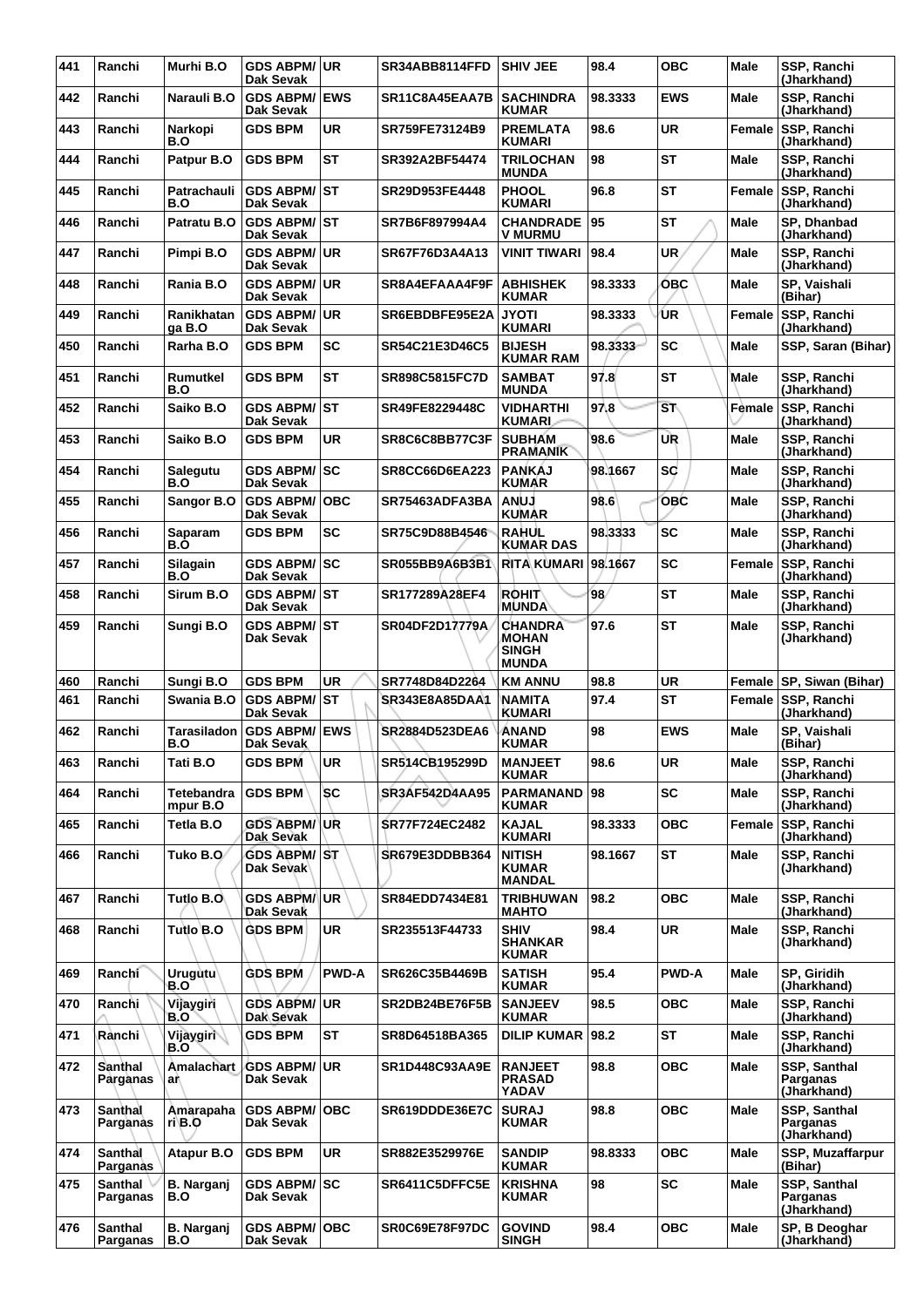| 441 | Ranchi | Murhi B.O | GDS ABPM/ Dak Sevak | UR | SR34ABB8114FFD | SHIV JEE | 98.4 | OBC | Male | SSP, Ranchi (Jharkhand) |
|---|---|---|---|---|---|---|---|---|---|---|
| 442 | Ranchi | Narauli B.O | GDS ABPM/ Dak Sevak | EWS | SR11C8A45EAA7B | SACHINDRA KUMAR | 98.3333 | EWS | Male | SSP, Ranchi (Jharkhand) |
| 443 | Ranchi | Narkopi B.O | GDS BPM | UR | SR759FE73124B9 | PREMLATA KUMARI | 98.6 | UR | Female | SSP, Ranchi (Jharkhand) |
| 444 | Ranchi | Patpur B.O | GDS BPM | ST | SR392A2BF54474 | TRILOCHAN MUNDA | 98 | ST | Male | SSP, Ranchi (Jharkhand) |
| 445 | Ranchi | Patrachauli B.O | GDS ABPM/ Dak Sevak | ST | SR29D953FE4448 | PHOOL KUMARI | 96.8 | ST | Female | SSP, Ranchi (Jharkhand) |
| 446 | Ranchi | Patratu B.O | GDS ABPM/ Dak Sevak | ST | SR7B6F897994A4 | CHANDRADE V MURMU | 95 | ST | Male | SP, Dhanbad (Jharkhand) |
| 447 | Ranchi | Pimpi B.O | GDS ABPM/ Dak Sevak | UR | SR67F76D3A4A13 | VINIT TIWARI | 98.4 | UR | Male | SSP, Ranchi (Jharkhand) |
| 448 | Ranchi | Rania B.O | GDS ABPM/ Dak Sevak | UR | SR8A4EFAAA4F9F | ABHISHEK KUMAR | 98.3333 | OBC | Male | SP, Vaishali (Bihar) |
| 449 | Ranchi | Ranikhatanga B.O | GDS ABPM/ Dak Sevak | UR | SR6EBDBFE95E2A | JYOTI KUMARI | 98.3333 | UR | Female | SSP, Ranchi (Jharkhand) |
| 450 | Ranchi | Rarha B.O | GDS BPM | SC | SR54C21E3D46C5 | BIJESH KUMAR RAM | 98.3333 | SC | Male | SSP, Saran (Bihar) |
| 451 | Ranchi | Rumutkel B.O | GDS BPM | ST | SR898C5815FC7D | SAMBAT MUNDA | 97.8 | ST | Male | SSP, Ranchi (Jharkhand) |
| 452 | Ranchi | Saiko B.O | GDS ABPM/ Dak Sevak | ST | SR49FE8229448C | VIDHARTHI KUMARI | 97.8 | ST | Female | SSP, Ranchi (Jharkhand) |
| 453 | Ranchi | Saiko B.O | GDS BPM | UR | SR8C6C8BB77C3F | SUBHAM PRAMANIK | 98.6 | UR | Male | SSP, Ranchi (Jharkhand) |
| 454 | Ranchi | Salegutu B.O | GDS ABPM/ Dak Sevak | SC | SR8CC66D6EA223 | PANKAJ KUMAR | 98.1667 | SC | Male | SSP, Ranchi (Jharkhand) |
| 455 | Ranchi | Sangor B.O | GDS ABPM/ Dak Sevak | OBC | SR75463ADFA3BA | ANUJ KUMAR | 98.6 | OBC | Male | SSP, Ranchi (Jharkhand) |
| 456 | Ranchi | Saparam B.O | GDS BPM | SC | SR75C9D88B4546 | RAHUL KUMAR DAS | 98.3333 | SC | Male | SSP, Ranchi (Jharkhand) |
| 457 | Ranchi | Silagain B.O | GDS ABPM/ Dak Sevak | SC | SR055BB9A6B3B1 | RITA KUMARI | 98.1667 | SC | Female | SSP, Ranchi (Jharkhand) |
| 458 | Ranchi | Sirum B.O | GDS ABPM/ Dak Sevak | ST | SR177289A28EF4 | ROHIT MUNDA | 98 | ST | Male | SSP, Ranchi (Jharkhand) |
| 459 | Ranchi | Sungi B.O | GDS ABPM/ Dak Sevak | ST | SR04DF2D17779A | CHANDRA MOHAN SINGH MUNDA | 97.6 | ST | Male | SSP, Ranchi (Jharkhand) |
| 460 | Ranchi | Sungi B.O | GDS BPM | UR | SR7748D84D2264 | KM ANNU | 98.8 | UR | Female | SP, Siwan (Bihar) |
| 461 | Ranchi | Swania B.O | GDS ABPM/ Dak Sevak | ST | SR343E8A85DAA1 | NAMITA KUMARI | 97.4 | ST | Female | SSP, Ranchi (Jharkhand) |
| 462 | Ranchi | Tarasiladon B.O | GDS ABPM/ Dak Sevak | EWS | SR2884D523DEA6 | ANAND KUMAR | 98 | EWS | Male | SP, Vaishali (Bihar) |
| 463 | Ranchi | Tati B.O | GDS BPM | UR | SR514CB195299D | MANJEET KUMAR | 98.6 | UR | Male | SSP, Ranchi (Jharkhand) |
| 464 | Ranchi | Tetebandrampur B.O | GDS BPM | SC | SR3AF542D4AA95 | PARMANAND KUMAR | 98 | SC | Male | SSP, Ranchi (Jharkhand) |
| 465 | Ranchi | Tetla B.O | GDS ABPM/ Dak Sevak | UR | SR77F724EC2482 | KAJAL KUMARI | 98.3333 | OBC | Female | SSP, Ranchi (Jharkhand) |
| 466 | Ranchi | Tuko B.O | GDS ABPM/ Dak Sevak | ST | SR679E3DDBB364 | NITISH KUMAR MANDAL | 98.1667 | ST | Male | SSP, Ranchi (Jharkhand) |
| 467 | Ranchi | Tutlo B.O | GDS ABPM/ Dak Sevak | UR | SR84EDD7434E81 | TRIBHUWAN MAHTO | 98.2 | OBC | Male | SSP, Ranchi (Jharkhand) |
| 468 | Ranchi | Tutlo B.O | GDS BPM | UR | SR235513F44733 | SHIV SHANKAR KUMAR | 98.4 | UR | Male | SSP, Ranchi (Jharkhand) |
| 469 | Ranchi | Urugutu B.O | GDS BPM | PWD-A | SR626C35B4469B | SATISH KUMAR | 95.4 | PWD-A | Male | SP, Giridih (Jharkhand) |
| 470 | Ranchi | Vijaygiri B.O | GDS ABPM/ Dak Sevak | UR | SR2DB24BE76F5B | SANJEEV KUMAR | 98.5 | OBC | Male | SSP, Ranchi (Jharkhand) |
| 471 | Ranchi | Vijaygiri B.O | GDS BPM | ST | SR8D64518BA365 | DILIP KUMAR | 98.2 | ST | Male | SSP, Ranchi (Jharkhand) |
| 472 | Santhal Parganas | Amalachartar | GDS ABPM/ Dak Sevak | UR | SR1D448C93AA9E | RANJEET PRASAD YADAV | 98.8 | OBC | Male | SSP, Santhal Parganas (Jharkhand) |
| 473 | Santhal Parganas | Amarapahari B.O | GDS ABPM/ Dak Sevak | OBC | SR619DDDE36E7C | SURAJ KUMAR | 98.8 | OBC | Male | SSP, Santhal Parganas (Jharkhand) |
| 474 | Santhal Parganas | Atapur B.O | GDS BPM | UR | SR882E3529976E | SANDIP KUMAR | 98.8333 | OBC | Male | SSP, Muzaffarpur (Bihar) |
| 475 | Santhal Parganas | B. Narganj B.O | GDS ABPM/ Dak Sevak | SC | SR6411C5DFFC5E | KRISHNA KUMAR | 98 | SC | Male | SSP, Santhal Parganas (Jharkhand) |
| 476 | Santhal Parganas | B. Narganj B.O | GDS ABPM/ Dak Sevak | OBC | SR0C69E78F97DC | GOVIND SINGH | 98.4 | OBC | Male | SP, B Deoghar (Jharkhand) |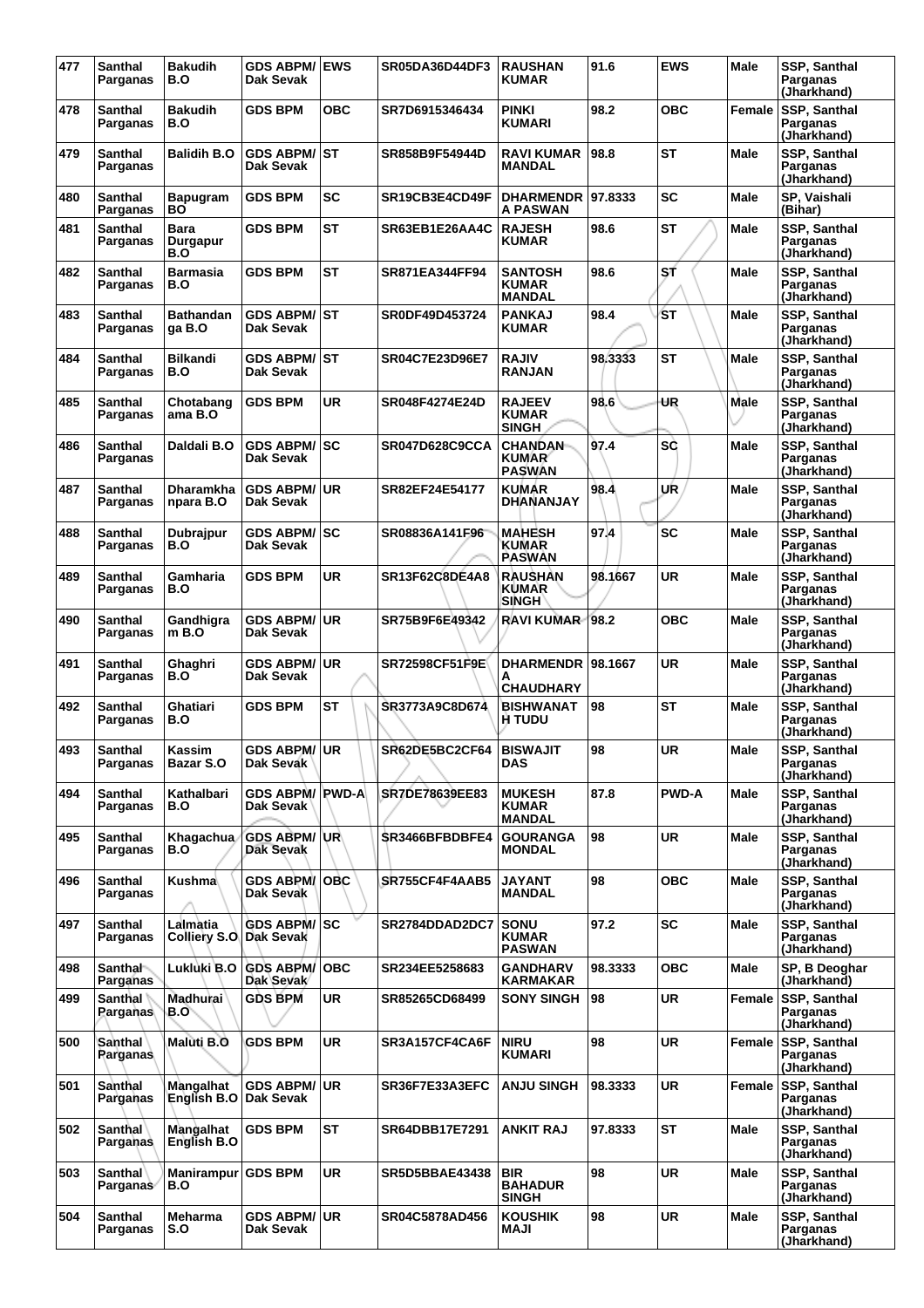| 477 | Santhal Parganas | Bakudih B.O | GDS ABPM/ Dak Sevak | EWS | SR05DA36D44DF3 | RAUSHAN KUMAR | 91.6 | EWS | Male | SSP, Santhal Parganas (Jharkhand) |
|---|---|---|---|---|---|---|---|---|---|---|
| 478 | Santhal Parganas | Bakudih B.O | GDS BPM | OBC | SR7D6915346434 | PINKI KUMARI | 98.2 | OBC | Female | SSP, Santhal Parganas (Jharkhand) |
| 479 | Santhal Parganas | Balidih B.O | GDS ABPM/ Dak Sevak | ST | SR858B9F54944D | RAVI KUMAR MANDAL | 98.8 | ST | Male | SSP, Santhal Parganas (Jharkhand) |
| 480 | Santhal Parganas | Bapugram BO | GDS BPM | SC | SR19CB3E4CD49F | DHARMENDR A PASWAN | 97.8333 | SC | Male | SP, Vaishali (Bihar) |
| 481 | Santhal Parganas | Bara Durgapur B.O | GDS BPM | ST | SR63EB1E26AA4C | RAJESH KUMAR | 98.6 | ST | Male | SSP, Santhal Parganas (Jharkhand) |
| 482 | Santhal Parganas | Barmasia B.O | GDS BPM | ST | SR871EA344FF94 | SANTOSH KUMAR MANDAL | 98.6 | ST | Male | SSP, Santhal Parganas (Jharkhand) |
| 483 | Santhal Parganas | Bathandan ga B.O | GDS ABPM/ Dak Sevak | ST | SR0DF49D453724 | PANKAJ KUMAR | 98.4 | ST | Male | SSP, Santhal Parganas (Jharkhand) |
| 484 | Santhal Parganas | Bilkandi B.O | GDS ABPM/ Dak Sevak | ST | SR04C7E23D96E7 | RAJIV RANJAN | 98.3333 | ST | Male | SSP, Santhal Parganas (Jharkhand) |
| 485 | Santhal Parganas | Chotabang ama B.O | GDS BPM | UR | SR048F4274E24D | RAJEEV KUMAR SINGH | 98.6 | UR | Male | SSP, Santhal Parganas (Jharkhand) |
| 486 | Santhal Parganas | Daldali B.O | GDS ABPM/ Dak Sevak | SC | SR047D628C9CCA | CHANDAN KUMAR PASWAN | 97.4 | SC | Male | SSP, Santhal Parganas (Jharkhand) |
| 487 | Santhal Parganas | Dharamkha npara B.O | GDS ABPM/ Dak Sevak | UR | SR82EF24E54177 | KUMAR DHANANJAY | 98.4 | UR | Male | SSP, Santhal Parganas (Jharkhand) |
| 488 | Santhal Parganas | Dubrajpur B.O | GDS ABPM/ Dak Sevak | SC | SR08836A141F96 | MAHESH KUMAR PASWAN | 97.4 | SC | Male | SSP, Santhal Parganas (Jharkhand) |
| 489 | Santhal Parganas | Gamharia B.O | GDS BPM | UR | SR13F62C8DE4A8 | RAUSHAN KUMAR SINGH | 98.1667 | UR | Male | SSP, Santhal Parganas (Jharkhand) |
| 490 | Santhal Parganas | Gandhigra m B.O | GDS ABPM/ Dak Sevak | UR | SR75B9F6E49342 | RAVI KUMAR | 98.2 | OBC | Male | SSP, Santhal Parganas (Jharkhand) |
| 491 | Santhal Parganas | Ghaghri B.O | GDS ABPM/ Dak Sevak | UR | SR72598CF51F9E | DHARMENDR A CHAUDHARY | 98.1667 | UR | Male | SSP, Santhal Parganas (Jharkhand) |
| 492 | Santhal Parganas | Ghatiari B.O | GDS BPM | ST | SR3773A9C8D674 | BISHWANAT H TUDU | 98 | ST | Male | SSP, Santhal Parganas (Jharkhand) |
| 493 | Santhal Parganas | Kassim Bazar S.O | GDS ABPM/ Dak Sevak | UR | SR62DE5BC2CF64 | BISWAJIT DAS | 98 | UR | Male | SSP, Santhal Parganas (Jharkhand) |
| 494 | Santhal Parganas | Kathalbari B.O | GDS ABPM/ Dak Sevak | PWD-A | SR7DE78639EE83 | MUKESH KUMAR MANDAL | 87.8 | PWD-A | Male | SSP, Santhal Parganas (Jharkhand) |
| 495 | Santhal Parganas | Khagachua B.O | GDS ABPM/ Dak Sevak | UR | SR3466BFBDBFE4 | GOURANGA MONDAL | 98 | UR | Male | SSP, Santhal Parganas (Jharkhand) |
| 496 | Santhal Parganas | Kushma | GDS ABPM/ Dak Sevak | OBC | SR755CF4F4AAB5 | JAYANT MANDAL | 98 | OBC | Male | SSP, Santhal Parganas (Jharkhand) |
| 497 | Santhal Parganas | Lalmatia Colliery S.O | GDS ABPM/ Dak Sevak | SC | SR2784DDAD2DC7 | SONU KUMAR PASWAN | 97.2 | SC | Male | SSP, Santhal Parganas (Jharkhand) |
| 498 | Santhal Parganas | Lukluki B.O | GDS ABPM/ Dak Sevak | OBC | SR234EE5258683 | GANDHARV KARMAKAR | 98.3333 | OBC | Male | SP, B Deoghar (Jharkhand) |
| 499 | Santhal Parganas | Madhurai B.O | GDS BPM | UR | SR85265CD68499 | SONY SINGH | 98 | UR | Female | SSP, Santhal Parganas (Jharkhand) |
| 500 | Santhal Parganas | Maluti B.O | GDS BPM | UR | SR3A157CF4CA6F | NIRU KUMARI | 98 | UR | Female | SSP, Santhal Parganas (Jharkhand) |
| 501 | Santhal Parganas | Mangalhat English B.O | GDS ABPM/ Dak Sevak | UR | SR36F7E33A3EFC | ANJU SINGH | 98.3333 | UR | Female | SSP, Santhal Parganas (Jharkhand) |
| 502 | Santhal Parganas | Mangalhat English B.O | GDS BPM | ST | SR64DBB17E7291 | ANKIT RAJ | 97.8333 | ST | Male | SSP, Santhal Parganas (Jharkhand) |
| 503 | Santhal Parganas | Manirampur B.O | GDS BPM | UR | SR5D5BBAE43438 | BIR BAHADUR SINGH | 98 | UR | Male | SSP, Santhal Parganas (Jharkhand) |
| 504 | Santhal Parganas | Meharma S.O | GDS ABPM/ Dak Sevak | UR | SR04C5878AD456 | KOUSHIK MAJI | 98 | UR | Male | SSP, Santhal Parganas (Jharkhand) |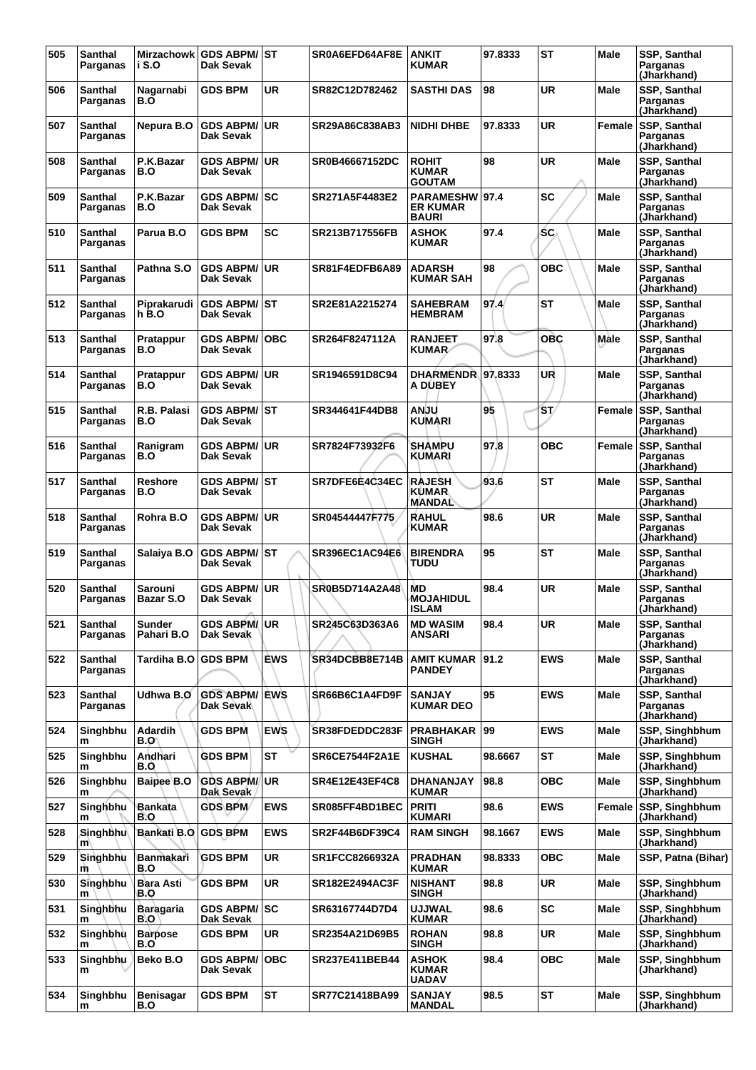| 505 | Santhal Parganas | Mirzachowki S.O | GDS ABPM/ Dak Sevak | ST | SR0A6EFD64AF8E | ANKIT KUMAR | 97.8333 | ST | Male | SSP, Santhal Parganas (Jharkhand) |
|---|---|---|---|---|---|---|---|---|---|---|
| 506 | Santhal Parganas | Nagarnabi B.O | GDS BPM | UR | SR82C12D782462 | SASTHI DAS | 98 | UR | Male | SSP, Santhal Parganas (Jharkhand) |
| 507 | Santhal Parganas | Nepura B.O | GDS ABPM/ Dak Sevak | UR | SR29A86C838AB3 | NIDHI DHBE | 97.8333 | UR | Female | SSP, Santhal Parganas (Jharkhand) |
| 508 | Santhal Parganas | P.K.Bazar B.O | GDS ABPM/ Dak Sevak | UR | SR0B46667152DC | ROHIT KUMAR GOUTAM | 98 | UR | Male | SSP, Santhal Parganas (Jharkhand) |
| 509 | Santhal Parganas | P.K.Bazar B.O | GDS ABPM/ Dak Sevak | SC | SR271A5F4483E2 | PARAMESHWER KUMAR BAURI | 97.4 | SC | Male | SSP, Santhal Parganas (Jharkhand) |
| 510 | Santhal Parganas | Parua B.O | GDS BPM | SC | SR213B717556FB | ASHOK KUMAR | 97.4 | SC | Male | SSP, Santhal Parganas (Jharkhand) |
| 511 | Santhal Parganas | Pathna S.O | GDS ABPM/ Dak Sevak | UR | SR81F4EDFB6A89 | ADARSH KUMAR SAH | 98 | OBC | Male | SSP, Santhal Parganas (Jharkhand) |
| 512 | Santhal Parganas | Piprakarudih B.O | GDS ABPM/ Dak Sevak | ST | SR2E81A2215274 | SAHEBRAM HEMBRAM | 97.4 | ST | Male | SSP, Santhal Parganas (Jharkhand) |
| 513 | Santhal Parganas | Pratappur B.O | GDS ABPM/ Dak Sevak | OBC | SR264F8247112A | RANJEET KUMAR | 97.8 | OBC | Male | SSP, Santhal Parganas (Jharkhand) |
| 514 | Santhal Parganas | Pratappur B.O | GDS ABPM/ Dak Sevak | UR | SR1946591D8C94 | DHARMENDRA DUBEY | 97.8333 | UR | Male | SSP, Santhal Parganas (Jharkhand) |
| 515 | Santhal Parganas | R.B. Palasi B.O | GDS ABPM/ Dak Sevak | ST | SR344641F44DB8 | ANJU KUMARI | 95 | ST | Female | SSP, Santhal Parganas (Jharkhand) |
| 516 | Santhal Parganas | Ranigram B.O | GDS ABPM/ Dak Sevak | UR | SR7824F73932F6 | SHAMPU KUMARI | 97.8 | OBC | Female | SSP, Santhal Parganas (Jharkhand) |
| 517 | Santhal Parganas | Reshore B.O | GDS ABPM/ Dak Sevak | ST | SR7DFE6E4C34EC | RAJESH KUMAR MANDAL | 93.6 | ST | Male | SSP, Santhal Parganas (Jharkhand) |
| 518 | Santhal Parganas | Rohra B.O | GDS ABPM/ Dak Sevak | UR | SR04544447F775 | RAHUL KUMAR | 98.6 | UR | Male | SSP, Santhal Parganas (Jharkhand) |
| 519 | Santhal Parganas | Salaiya B.O | GDS ABPM/ Dak Sevak | ST | SR396EC1AC94E6 | BIRENDRA TUDU | 95 | ST | Male | SSP, Santhal Parganas (Jharkhand) |
| 520 | Santhal Parganas | Sarouni Bazar S.O | GDS ABPM/ Dak Sevak | UR | SR0B5D714A2A48 | MD MOJAHIDUL ISLAM | 98.4 | UR | Male | SSP, Santhal Parganas (Jharkhand) |
| 521 | Santhal Parganas | Sunder Pahari B.O | GDS ABPM/ Dak Sevak | UR | SR245C63D363A6 | MD WASIM ANSARI | 98.4 | UR | Male | SSP, Santhal Parganas (Jharkhand) |
| 522 | Santhal Parganas | Tardiha B.O | GDS BPM | EWS | SR34DCBB8E714B | AMIT KUMAR PANDEY | 91.2 | EWS | Male | SSP, Santhal Parganas (Jharkhand) |
| 523 | Santhal Parganas | Udhwa B.O | GDS ABPM/ Dak Sevak | EWS | SR66B6C1A4FD9F | SANJAY KUMAR DEO | 95 | EWS | Male | SSP, Santhal Parganas (Jharkhand) |
| 524 | Singhbhum | Adardih B.O | GDS BPM | EWS | SR38FDEDDC283F | PRABHAKAR SINGH | 99 | EWS | Male | SSP, Singhbhum (Jharkhand) |
| 525 | Singhbhum | Andhari B.O | GDS BPM | ST | SR6CE7544F2A1E | KUSHAL | 98.6667 | ST | Male | SSP, Singhbhum (Jharkhand) |
| 526 | Singhbhum | Baipee B.O | GDS ABPM/ Dak Sevak | UR | SR4E12E43EF4C8 | DHANANJAY KUMAR | 98.8 | OBC | Male | SSP, Singhbhum (Jharkhand) |
| 527 | Singhbhum | Bankata B.O | GDS BPM | EWS | SR085FF4BD1BEC | PRITI KUMARI | 98.6 | EWS | Female | SSP, Singhbhum (Jharkhand) |
| 528 | Singhbhum | Bankati B.O | GDS BPM | EWS | SR2F44B6DF39C4 | RAM SINGH | 98.1667 | EWS | Male | SSP, Singhbhum (Jharkhand) |
| 529 | Singhbhum | Banmakari B.O | GDS BPM | UR | SR1FCC8266932A | PRADHAN KUMAR | 98.8333 | OBC | Male | SSP, Patna (Bihar) |
| 530 | Singhbhum | Bara Asti B.O | GDS BPM | UR | SR182E2494AC3F | NISHANT SINGH | 98.8 | UR | Male | SSP, Singhbhum (Jharkhand) |
| 531 | Singhbhum | Baragaria B.O | GDS ABPM/ Dak Sevak | SC | SR63167744D7D4 | UJJWAL KUMAR | 98.6 | SC | Male | SSP, Singhbhum (Jharkhand) |
| 532 | Singhbhum | Barpose B.O | GDS BPM | UR | SR2354A21D69B5 | ROHAN SINGH | 98.8 | UR | Male | SSP, Singhbhum (Jharkhand) |
| 533 | Singhbhum | Beko B.O | GDS ABPM/ Dak Sevak | OBC | SR237E411BEB44 | ASHOK KUMAR UADAV | 98.4 | OBC | Male | SSP, Singhbhum (Jharkhand) |
| 534 | Singhbhum | Benisagar B.O | GDS BPM | ST | SR77C21418BA99 | SANJAY MANDAL | 98.5 | ST | Male | SSP, Singhbhum (Jharkhand) |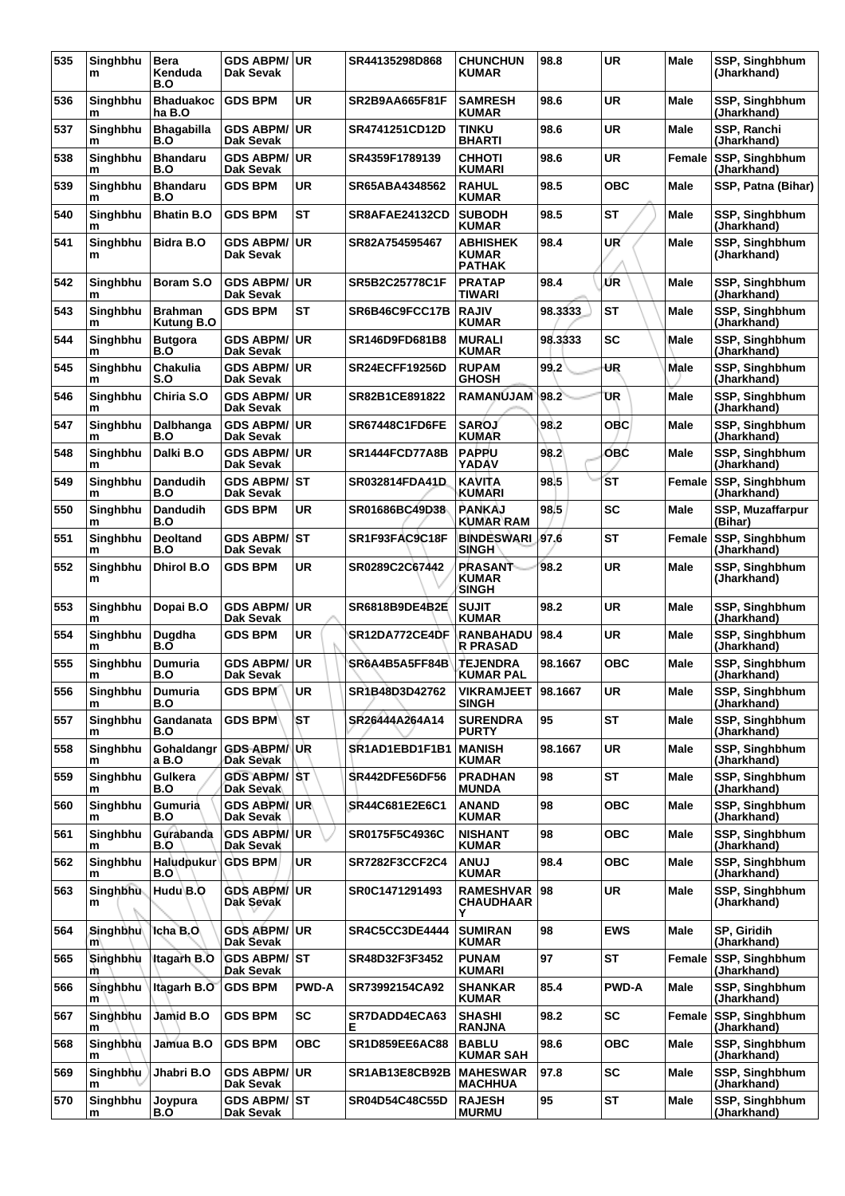| 535 | Singhbhum | Bera Kenduda B.O | GDS ABPM/ Dak Sevak | UR | SR44135298D868 | CHUNCHUN KUMAR | 98.8 | UR | Male | SSP, Singhbhum (Jharkhand) |
|---|---|---|---|---|---|---|---|---|---|---|
| 536 | Singhbhum | Bhaduakocha B.O | GDS BPM | UR | SR2B9AA665F81F | SAMRESH KUMAR | 98.6 | UR | Male | SSP, Singhbhum (Jharkhand) |
| 537 | Singhbhum | Bhagabilla B.O | GDS ABPM/ Dak Sevak | UR | SR4741251CD12D | TINKU BHARTI | 98.6 | UR | Male | SSP, Ranchi (Jharkhand) |
| 538 | Singhbhum | Bhandaru B.O | GDS ABPM/ Dak Sevak | UR | SR4359F1789139 | CHHOTI KUMARI | 98.6 | UR | Female | SSP, Singhbhum (Jharkhand) |
| 539 | Singhbhum | Bhandaru B.O | GDS BPM | UR | SR65ABA4348562 | RAHUL KUMAR | 98.5 | OBC | Male | SSP, Patna (Bihar) |
| 540 | Singhbhum | Bhatin B.O | GDS BPM | ST | SR8AFAE24132CD | SUBODH KUMAR | 98.5 | ST | Male | SSP, Singhbhum (Jharkhand) |
| 541 | Singhbhum | Bidra B.O | GDS ABPM/ Dak Sevak | UR | SR82A754595467 | ABHISHEK KUMAR PATHAK | 98.4 | UR | Male | SSP, Singhbhum (Jharkhand) |
| 542 | Singhbhum | Boram S.O | GDS ABPM/ Dak Sevak | UR | SR5B2C25778C1F | PRATAP TIWARI | 98.4 | UR | Male | SSP, Singhbhum (Jharkhand) |
| 543 | Singhbhum | Brahman Kutung B.O | GDS BPM | ST | SR6B46C9FCC17B | RAJIV KUMAR | 98.3333 | ST | Male | SSP, Singhbhum (Jharkhand) |
| 544 | Singhbhum | Butgora B.O | GDS ABPM/ Dak Sevak | UR | SR146D9FD681B8 | MURALI KUMAR | 98.3333 | SC | Male | SSP, Singhbhum (Jharkhand) |
| 545 | Singhbhum | Chakulia S.O | GDS ABPM/ Dak Sevak | UR | SR24ECFF19256D | RUPAM GHOSH | 99.2 | UR | Male | SSP, Singhbhum (Jharkhand) |
| 546 | Singhbhum | Chiria S.O | GDS ABPM/ Dak Sevak | UR | SR82B1CE891822 | RAMANUJAM | 98.2 | UR | Male | SSP, Singhbhum (Jharkhand) |
| 547 | Singhbhum | Dalbhanga B.O | GDS ABPM/ Dak Sevak | UR | SR67448C1FD6FE | SAROJ KUMAR | 98.2 | OBC | Male | SSP, Singhbhum (Jharkhand) |
| 548 | Singhbhum | Dalki B.O | GDS ABPM/ Dak Sevak | UR | SR1444FCD77A8B | PAPPU YADAV | 98.2 | OBC | Male | SSP, Singhbhum (Jharkhand) |
| 549 | Singhbhum | Dandudih B.O | GDS ABPM/ Dak Sevak | ST | SR032814FDA41D | KAVITA KUMARI | 98.5 | ST | Female | SSP, Singhbhum (Jharkhand) |
| 550 | Singhbhum | Dandudih B.O | GDS BPM | UR | SR01686BC49D38 | PANKAJ KUMAR RAM | 98.5 | SC | Male | SSP, Muzaffarpur (Bihar) |
| 551 | Singhbhum | Deoltand B.O | GDS ABPM/ Dak Sevak | ST | SR1F93FAC9C18F | BINDESWARI SINGH | 97.6 | ST | Female | SSP, Singhbhum (Jharkhand) |
| 552 | Singhbhum | Dhirol B.O | GDS BPM | UR | SR0289C2C67442 | PRASANT KUMAR SINGH | 98.2 | UR | Male | SSP, Singhbhum (Jharkhand) |
| 553 | Singhbhum | Dopai B.O | GDS ABPM/ Dak Sevak | UR | SR6818B9DE4B2E | SUJIT KUMAR | 98.2 | UR | Male | SSP, Singhbhum (Jharkhand) |
| 554 | Singhbhum | Dugdha B.O | GDS BPM | UR | SR12DA772CE4DF | RANBAHADUR PRASAD | 98.4 | UR | Male | SSP, Singhbhum (Jharkhand) |
| 555 | Singhbhum | Dumuria B.O | GDS ABPM/ Dak Sevak | UR | SR6A4B5A5FF84B | TEJENDRA KUMAR PAL | 98.1667 | OBC | Male | SSP, Singhbhum (Jharkhand) |
| 556 | Singhbhum | Dumuria B.O | GDS BPM | UR | SR1B48D3D42762 | VIKRAMJEET SINGH | 98.1667 | UR | Male | SSP, Singhbhum (Jharkhand) |
| 557 | Singhbhum | Gandanata B.O | GDS BPM | ST | SR26444A264A14 | SURENDRA PURTY | 95 | ST | Male | SSP, Singhbhum (Jharkhand) |
| 558 | Singhbhum | Gohaldangra B.O | GDS ABPM/ Dak Sevak | UR | SR1AD1EBD1F1B1 | MANISH KUMAR | 98.1667 | UR | Male | SSP, Singhbhum (Jharkhand) |
| 559 | Singhbhum | Gulkera B.O | GDS ABPM/ Dak Sevak | ST | SR442DFE56DF56 | PRADHAN MUNDA | 98 | ST | Male | SSP, Singhbhum (Jharkhand) |
| 560 | Singhbhum | Gumuria B.O | GDS ABPM/ Dak Sevak | UR | SR44C681E2E6C1 | ANAND KUMAR | 98 | OBC | Male | SSP, Singhbhum (Jharkhand) |
| 561 | Singhbhum | Gurabanda B.O | GDS ABPM/ Dak Sevak | UR | SR0175F5C4936C | NISHANT KUMAR | 98 | OBC | Male | SSP, Singhbhum (Jharkhand) |
| 562 | Singhbhum | Haludpukur B.O | GDS BPM | UR | SR7282F3CCF2C4 | ANUJ KUMAR | 98.4 | OBC | Male | SSP, Singhbhum (Jharkhand) |
| 563 | Singhbhum | Hudu B.O | GDS ABPM/ Dak Sevak | UR | SR0C1471291493 | RAMESHVAR CHAUDHAARY | 98 | UR | Male | SSP, Singhbhum (Jharkhand) |
| 564 | Singhbhum | Icha B.O | GDS ABPM/ Dak Sevak | UR | SR4C5CC3DE4444 | SUMIRAN KUMAR | 98 | EWS | Male | SP, Giridih (Jharkhand) |
| 565 | Singhbhum | Itagarh B.O | GDS ABPM/ Dak Sevak | ST | SR48D32F3F3452 | PUNAM KUMARI | 97 | ST | Female | SSP, Singhbhum (Jharkhand) |
| 566 | Singhbhum | Itagarh B.O | GDS BPM | PWD-A | SR73992154CA92 | SHANKAR KUMAR | 85.4 | PWD-A | Male | SSP, Singhbhum (Jharkhand) |
| 567 | Singhbhum | Jamid B.O | GDS BPM | SC | SR7DADD4ECA63E | SHASHI RANJNA | 98.2 | SC | Female | SSP, Singhbhum (Jharkhand) |
| 568 | Singhbhum | Jamua B.O | GDS BPM | OBC | SR1D859EE6AC88 | BABLU KUMAR SAH | 98.6 | OBC | Male | SSP, Singhbhum (Jharkhand) |
| 569 | Singhbhum | Jhabri B.O | GDS ABPM/ Dak Sevak | UR | SR1AB13E8CB92B | MAHESWAR MACHHUA | 97.8 | SC | Male | SSP, Singhbhum (Jharkhand) |
| 570 | Singhbhum | Joypura B.O | GDS ABPM/ Dak Sevak | ST | SR04D54C48C55D | RAJESH MURMU | 95 | ST | Male | SSP, Singhbhum (Jharkhand) |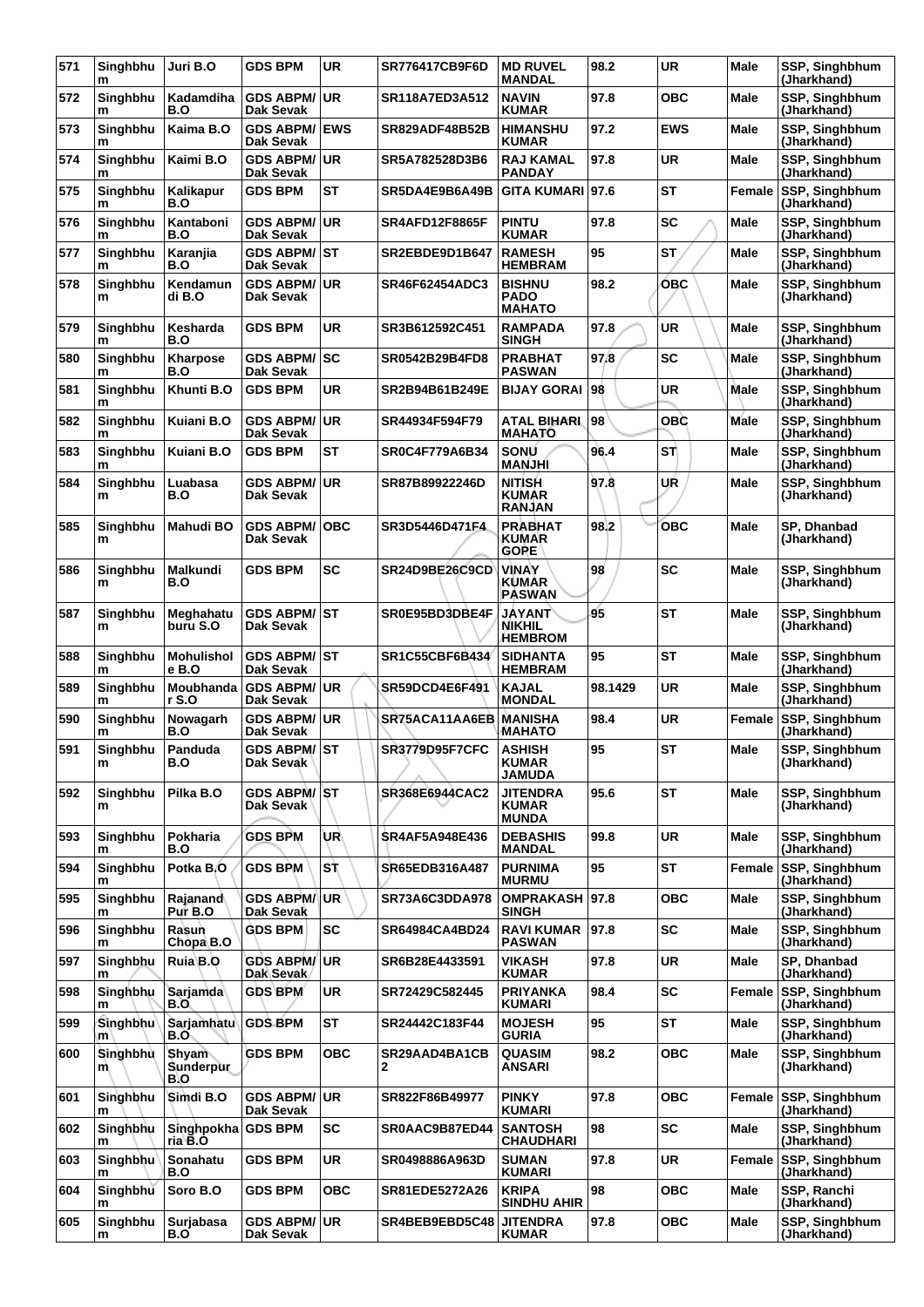| 571 | Singhbhum | Juri B.O | GDS BPM | UR | SR776417CB9F6D | MD RUVEL MANDAL | 98.2 | UR | Male | SSP, Singhbhum (Jharkhand) |
|---|---|---|---|---|---|---|---|---|---|---|
| 572 | Singhbhum | Kadamdiha B.O | GDS ABPM/ Dak Sevak | UR | SR118A7ED3A512 | NAVIN KUMAR | 97.8 | OBC | Male | SSP, Singhbhum (Jharkhand) |
| 573 | Singhbhum | Kaima B.O | GDS ABPM/ Dak Sevak | EWS | SR829ADF48B52B | HIMANSHU KUMAR | 97.2 | EWS | Male | SSP, Singhbhum (Jharkhand) |
| 574 | Singhbhum | Kaimi B.O | GDS ABPM/ Dak Sevak | UR | SR5A782528D3B6 | RAJ KAMAL PANDAY | 97.8 | UR | Male | SSP, Singhbhum (Jharkhand) |
| 575 | Singhbhum | Kalikapur B.O | GDS BPM | ST | SR5DA4E9B6A49B | GITA KUMARI | 97.6 | ST | Female | SSP, Singhbhum (Jharkhand) |
| 576 | Singhbhum | Kantaboni B.O | GDS ABPM/ Dak Sevak | UR | SR4AFD12F8865F | PINTU KUMAR | 97.8 | SC | Male | SSP, Singhbhum (Jharkhand) |
| 577 | Singhbhum | Karanjia B.O | GDS ABPM/ Dak Sevak | ST | SR2EBDE9D1B647 | RAMESH HEMBRAM | 95 | ST | Male | SSP, Singhbhum (Jharkhand) |
| 578 | Singhbhum | Kendamundi B.O | GDS ABPM/ Dak Sevak | UR | SR46F62454ADC3 | BISHNU PADO MAHATO | 98.2 | OBC | Male | SSP, Singhbhum (Jharkhand) |
| 579 | Singhbhum | Kesharda B.O | GDS BPM | UR | SR3B612592C451 | RAMPADA SINGH | 97.8 | UR | Male | SSP, Singhbhum (Jharkhand) |
| 580 | Singhbhum | Kharpose B.O | GDS ABPM/ Dak Sevak | SC | SR0542B29B4FD8 | PRABHAT PASWAN | 97.8 | SC | Male | SSP, Singhbhum (Jharkhand) |
| 581 | Singhbhum | Khunti B.O | GDS BPM | UR | SR2B94B61B249E | BIJAY GORAI | 98 | UR | Male | SSP, Singhbhum (Jharkhand) |
| 582 | Singhbhum | Kuiani B.O | GDS ABPM/ Dak Sevak | UR | SR44934F594F79 | ATAL BIHARI MAHATO | 98 | OBC | Male | SSP, Singhbhum (Jharkhand) |
| 583 | Singhbhum | Kuiani B.O | GDS BPM | ST | SR0C4F779A6B34 | SONU MANJHI | 96.4 | ST | Male | SSP, Singhbhum (Jharkhand) |
| 584 | Singhbhum | Luabasa B.O | GDS ABPM/ Dak Sevak | UR | SR87B89922246D | NITISH KUMAR RANJAN | 97.8 | UR | Male | SSP, Singhbhum (Jharkhand) |
| 585 | Singhbhum | Mahudi BO | GDS ABPM/ Dak Sevak | OBC | SR3D5446D471F4 | PRABHAT KUMAR GOPE | 98.2 | OBC | Male | SP, Dhanbad (Jharkhand) |
| 586 | Singhbhum | Malkundi B.O | GDS BPM | SC | SR24D9BE26C9CD | VINAY KUMAR PASWAN | 98 | SC | Male | SSP, Singhbhum (Jharkhand) |
| 587 | Singhbhum | Meghahatuburu S.O | GDS ABPM/ Dak Sevak | ST | SR0E95BD3DBE4F | JAYANT NIKHIL HEMBROM | 95 | ST | Male | SSP, Singhbhum (Jharkhand) |
| 588 | Singhbhum | Mohulishole B.O | GDS ABPM/ Dak Sevak | ST | SR1C55CBF6B434 | SIDHANTA HEMBRAM | 95 | ST | Male | SSP, Singhbhum (Jharkhand) |
| 589 | Singhbhum | Moubhandar S.O | GDS ABPM/ Dak Sevak | UR | SR59DCD4E6F491 | KAJAL MONDAL | 98.1429 | UR | Male | SSP, Singhbhum (Jharkhand) |
| 590 | Singhbhum | Nowagarh B.O | GDS ABPM/ Dak Sevak | UR | SR75ACA11AA6EB | MANISHA MAHATO | 98.4 | UR | Female | SSP, Singhbhum (Jharkhand) |
| 591 | Singhbhum | Panduda B.O | GDS ABPM/ Dak Sevak | ST | SR3779D95F7CFC | ASHISH KUMAR JAMUDA | 95 | ST | Male | SSP, Singhbhum (Jharkhand) |
| 592 | Singhbhum | Pilka B.O | GDS ABPM/ Dak Sevak | ST | SR368E6944CAC2 | JITENDRA KUMAR MUNDA | 95.6 | ST | Male | SSP, Singhbhum (Jharkhand) |
| 593 | Singhbhum | Pokharia B.O | GDS BPM | UR | SR4AF5A948E436 | DEBASHIS MANDAL | 99.8 | UR | Male | SSP, Singhbhum (Jharkhand) |
| 594 | Singhbhum | Potka B.O | GDS BPM | ST | SR65EDB316A487 | PURNIMA MURMU | 95 | ST | Female | SSP, Singhbhum (Jharkhand) |
| 595 | Singhbhum | Rajanand Pur B.O | GDS ABPM/ Dak Sevak | UR | SR73A6C3DDA978 | OMPRAKASH SINGH | 97.8 | OBC | Male | SSP, Singhbhum (Jharkhand) |
| 596 | Singhbhum | Rasun Chopa B.O | GDS BPM | SC | SR64984CA4BD24 | RAVI KUMAR PASWAN | 97.8 | SC | Male | SSP, Singhbhum (Jharkhand) |
| 597 | Singhbhum | Ruia B.O | GDS ABPM/ Dak Sevak | UR | SR6B28E4433591 | VIKASH KUMAR | 97.8 | UR | Male | SP, Dhanbad (Jharkhand) |
| 598 | Singhbhum | Sarjamda B.O | GDS BPM | UR | SR72429C582445 | PRIYANKA KUMARI | 98.4 | SC | Female | SSP, Singhbhum (Jharkhand) |
| 599 | Singhbhum | Sarjamhatu B.O | GDS BPM | ST | SR24442C183F44 | MOJESH GURIA | 95 | ST | Male | SSP, Singhbhum (Jharkhand) |
| 600 | Singhbhum | Shyam Sunderpur B.O | GDS BPM | OBC | SR29AAD4BA1CB2 | QUASIM ANSARI | 98.2 | OBC | Male | SSP, Singhbhum (Jharkhand) |
| 601 | Singhbhum | Simdi B.O | GDS ABPM/ Dak Sevak | UR | SR822F86B49977 | PINKY KUMARI | 97.8 | OBC | Female | SSP, Singhbhum (Jharkhand) |
| 602 | Singhbhum | Singhpokharia B.O | GDS BPM | SC | SR0AAC9B87ED44 | SANTOSH CHAUDHARI | 98 | SC | Male | SSP, Singhbhum (Jharkhand) |
| 603 | Singhbhum | Sonahatu B.O | GDS BPM | UR | SR0498886A963D | SUMAN KUMARI | 97.8 | UR | Female | SSP, Singhbhum (Jharkhand) |
| 604 | Singhbhum | Soro B.O | GDS BPM | OBC | SR81EDE5272A26 | KRIPA SINDHU AHIR | 98 | OBC | Male | SSP, Ranchi (Jharkhand) |
| 605 | Singhbhum | Surjabasa B.O | GDS ABPM/ Dak Sevak | UR | SR4BEB9EBD5C48 | JITENDRA KUMAR | 97.8 | OBC | Male | SSP, Singhbhum (Jharkhand) |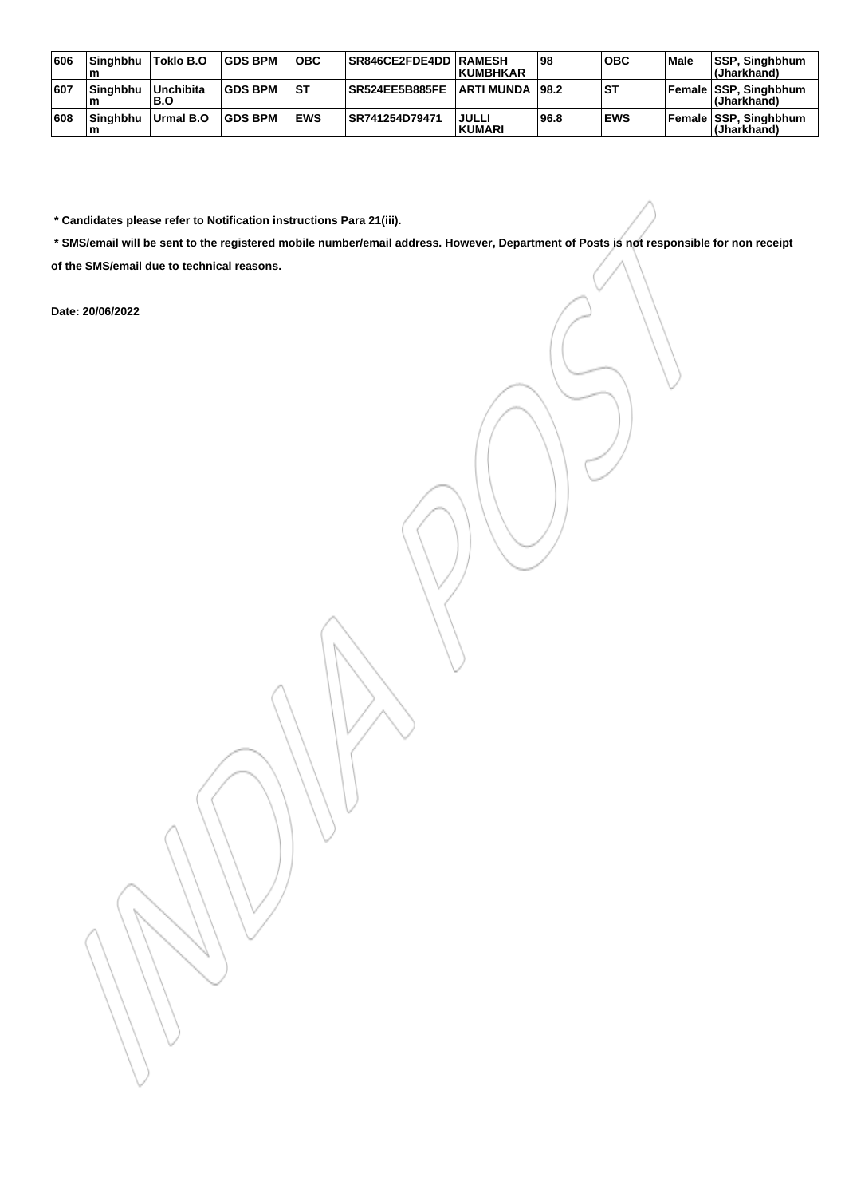| | | | | | | | | | | |
|---|---|---|---|---|---|---|---|---|---|---|
| 606 | Singhbhum | Toklo B.O | GDS BPM | OBC | SR846CE2FDE4DD | RAMESH KUMBHKAR | 98 | OBC | Male | SSP, Singhbhum (Jharkhand) |
| 607 | Singhbhum | Unchibita B.O | GDS BPM | ST | SR524EE5B885FE | ARTI MUNDA | 98.2 | ST | Female | SSP, Singhbhum (Jharkhand) |
| 608 | Singhbhum | Urmal B.O | GDS BPM | EWS | SR741254D79471 | JULLI KUMARI | 96.8 | EWS | Female | SSP, Singhbhum (Jharkhand) |

**\* Candidates please refer to Notification instructions Para 21(iii).**

**\* SMS/email will be sent to the registered mobile number/email address. However, Department of Posts is not responsible for non receipt of the SMS/email due to technical reasons.**

**Date: 20/06/2022**